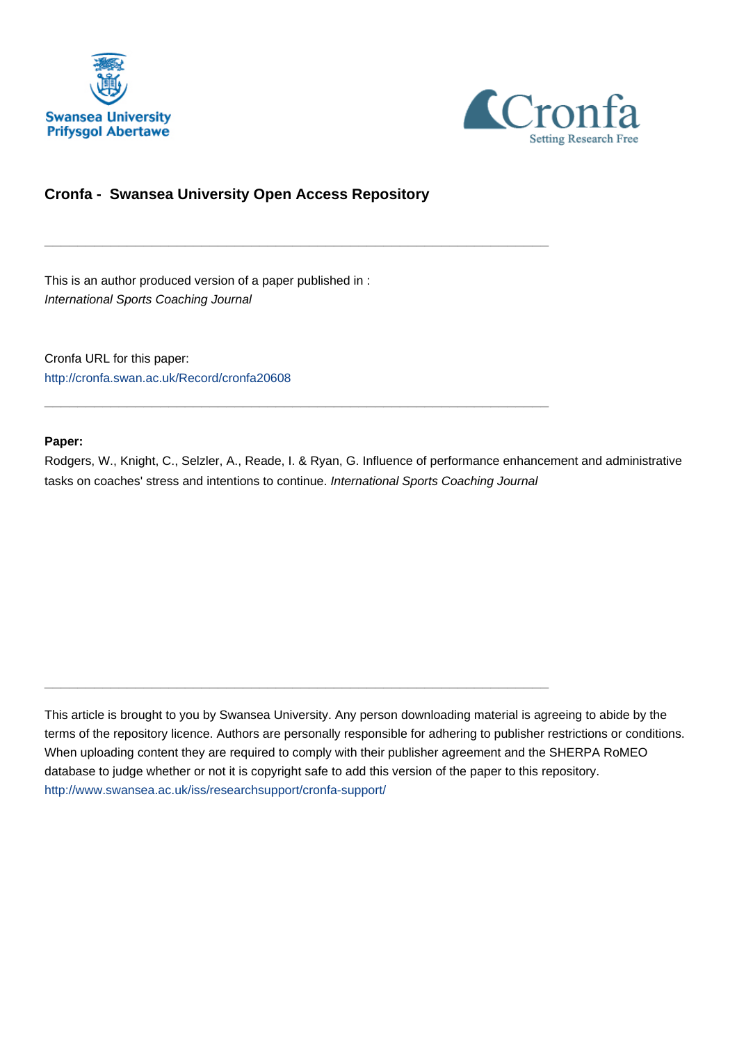# Cronfa - Swansea University Open Access Repository

---

This is an author produced version of a paper published in :
*International Sports Coaching Journal*

Cronfa URL for this paper:
http://cronfa.swan.ac.uk/Record/cronfa20608

---

**Paper:**

Rodgers, W., Knight, C., Selzler, A., Reade, I. & Ryan, G. Influence of performance enhancement and administrative tasks on coaches' stress and intentions to continue. *International Sports Coaching Journal*

---

This article is brought to you by Swansea University. Any person downloading material is agreeing to abide by the terms of the repository licence. Authors are personally responsible for adhering to publisher restrictions or conditions. When uploading content they are required to comply with their publisher agreement and the SHERPA RoMEO database to judge whether or not it is copyright safe to add this version of the paper to this repository.
http://www.swansea.ac.uk/iss/researchsupport/cronfa-support/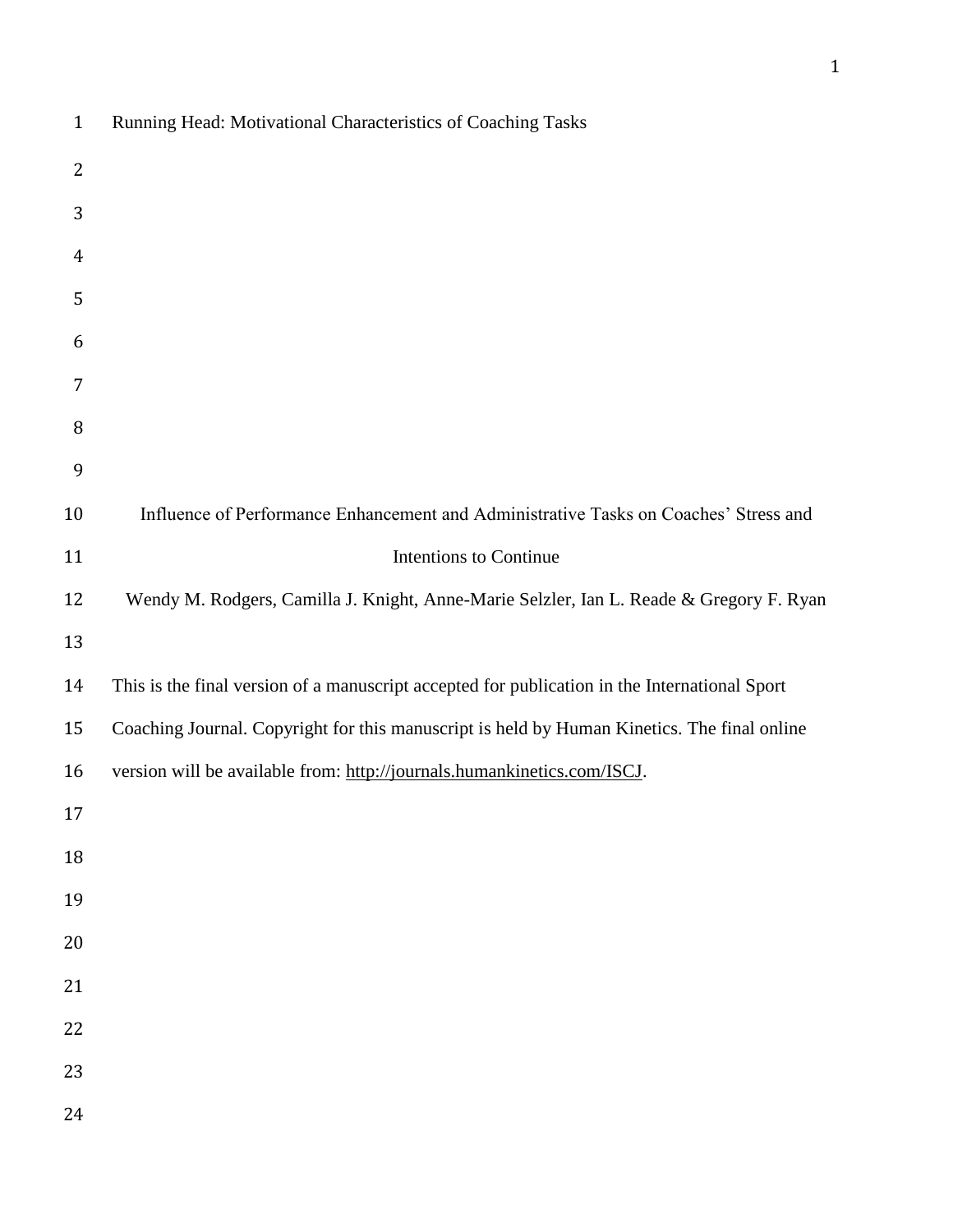Running Head: Motivational Characteristics of Coaching Tasks

# Influence of Performance Enhancement and Administrative Tasks on Coaches' Stress and Intentions to Continue

Wendy M. Rodgers, Camilla J. Knight, Anne-Marie Selzler, Ian L. Reade & Gregory F. Ryan

This is the final version of a manuscript accepted for publication in the International Sport Coaching Journal. Copyright for this manuscript is held by Human Kinetics. The final online version will be available from: http://journals.humankinetics.com/ISCJ.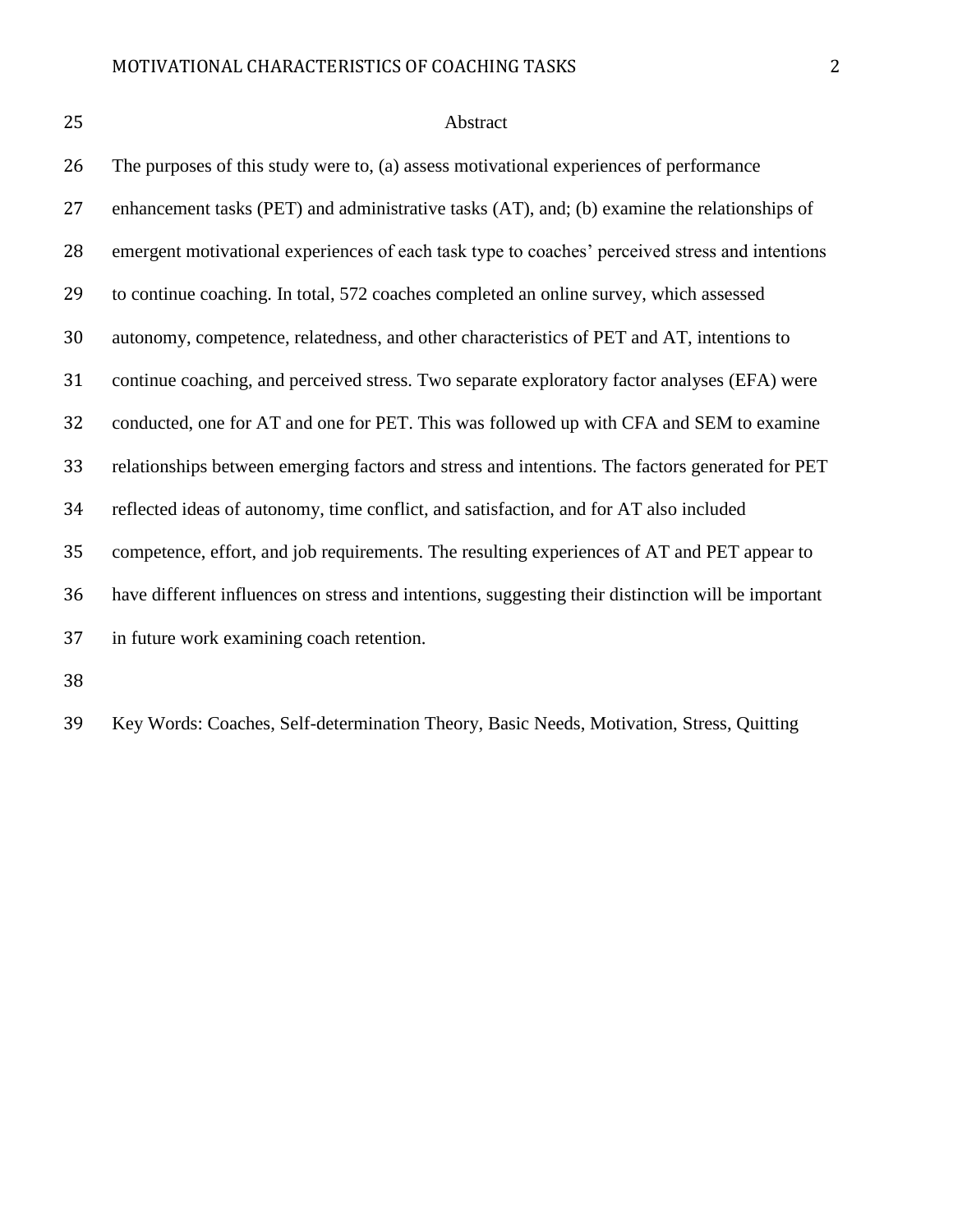# Abstract

The purposes of this study were to, (a) assess motivational experiences of performance enhancement tasks (PET) and administrative tasks (AT), and; (b) examine the relationships of emergent motivational experiences of each task type to coaches' perceived stress and intentions to continue coaching. In total, 572 coaches completed an online survey, which assessed autonomy, competence, relatedness, and other characteristics of PET and AT, intentions to continue coaching, and perceived stress. Two separate exploratory factor analyses (EFA) were conducted, one for AT and one for PET. This was followed up with CFA and SEM to examine relationships between emerging factors and stress and intentions. The factors generated for PET reflected ideas of autonomy, time conflict, and satisfaction, and for AT also included competence, effort, and job requirements. The resulting experiences of AT and PET appear to have different influences on stress and intentions, suggesting their distinction will be important in future work examining coach retention.

Key Words: Coaches, Self-determination Theory, Basic Needs, Motivation, Stress, Quitting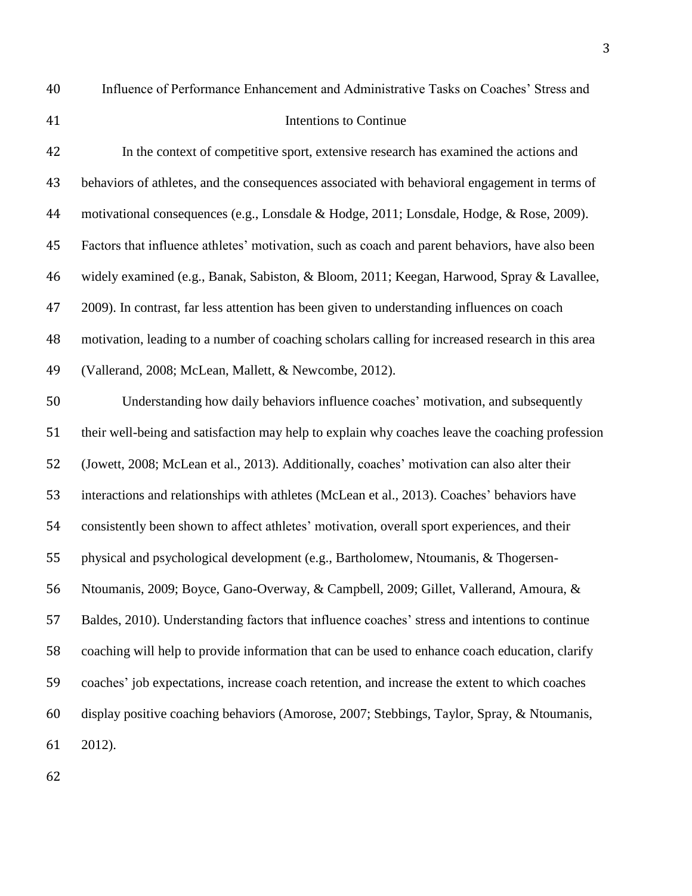# Influence of Performance Enhancement and Administrative Tasks on Coaches' Stress and Intentions to Continue

In the context of competitive sport, extensive research has examined the actions and behaviors of athletes, and the consequences associated with behavioral engagement in terms of motivational consequences (e.g., Lonsdale & Hodge, 2011; Lonsdale, Hodge, & Rose, 2009). Factors that influence athletes' motivation, such as coach and parent behaviors, have also been widely examined (e.g., Banak, Sabiston, & Bloom, 2011; Keegan, Harwood, Spray & Lavallee, 2009). In contrast, far less attention has been given to understanding influences on coach motivation, leading to a number of coaching scholars calling for increased research in this area (Vallerand, 2008; McLean, Mallett, & Newcombe, 2012).

Understanding how daily behaviors influence coaches' motivation, and subsequently their well-being and satisfaction may help to explain why coaches leave the coaching profession (Jowett, 2008; McLean et al., 2013). Additionally, coaches' motivation can also alter their interactions and relationships with athletes (McLean et al., 2013). Coaches' behaviors have consistently been shown to affect athletes' motivation, overall sport experiences, and their physical and psychological development (e.g., Bartholomew, Ntoumanis, & Thogersen-Ntoumanis, 2009; Boyce, Gano-Overway, & Campbell, 2009; Gillet, Vallerand, Amoura, & Baldes, 2010). Understanding factors that influence coaches' stress and intentions to continue coaching will help to provide information that can be used to enhance coach education, clarify coaches' job expectations, increase coach retention, and increase the extent to which coaches display positive coaching behaviors (Amorose, 2007; Stebbings, Taylor, Spray, & Ntoumanis, 2012).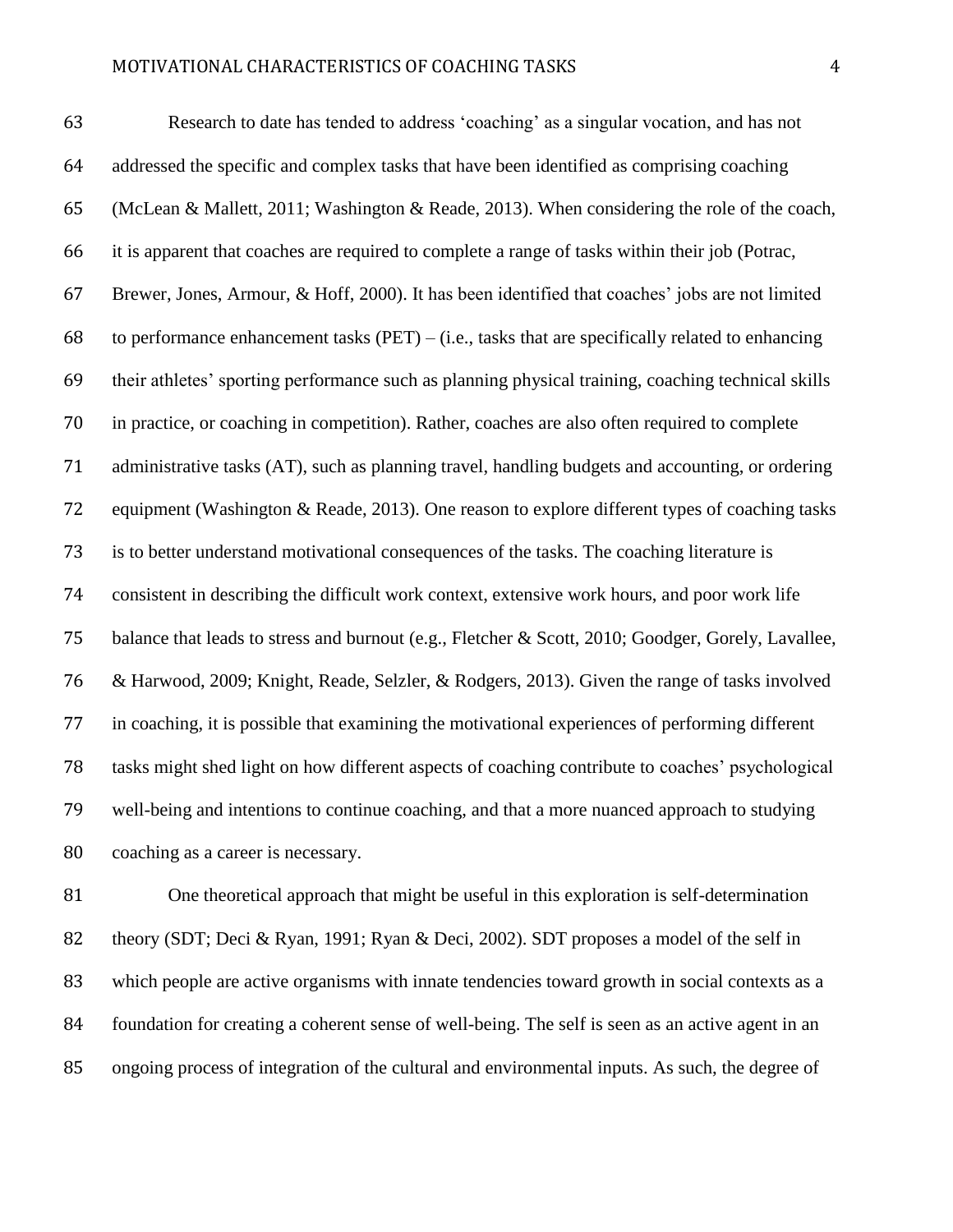Research to date has tended to address 'coaching' as a singular vocation, and has not addressed the specific and complex tasks that have been identified as comprising coaching (McLean & Mallett, 2011; Washington & Reade, 2013). When considering the role of the coach, it is apparent that coaches are required to complete a range of tasks within their job (Potrac, Brewer, Jones, Armour, & Hoff, 2000). It has been identified that coaches' jobs are not limited to performance enhancement tasks (PET) – (i.e., tasks that are specifically related to enhancing their athletes' sporting performance such as planning physical training, coaching technical skills in practice, or coaching in competition). Rather, coaches are also often required to complete administrative tasks (AT), such as planning travel, handling budgets and accounting, or ordering equipment (Washington & Reade, 2013). One reason to explore different types of coaching tasks is to better understand motivational consequences of the tasks. The coaching literature is consistent in describing the difficult work context, extensive work hours, and poor work life balance that leads to stress and burnout (e.g., Fletcher & Scott, 2010; Goodger, Gorely, Lavallee, & Harwood, 2009; Knight, Reade, Selzler, & Rodgers, 2013). Given the range of tasks involved in coaching, it is possible that examining the motivational experiences of performing different tasks might shed light on how different aspects of coaching contribute to coaches' psychological well-being and intentions to continue coaching, and that a more nuanced approach to studying coaching as a career is necessary.

One theoretical approach that might be useful in this exploration is self-determination theory (SDT; Deci & Ryan, 1991; Ryan & Deci, 2002). SDT proposes a model of the self in which people are active organisms with innate tendencies toward growth in social contexts as a foundation for creating a coherent sense of well-being. The self is seen as an active agent in an ongoing process of integration of the cultural and environmental inputs. As such, the degree of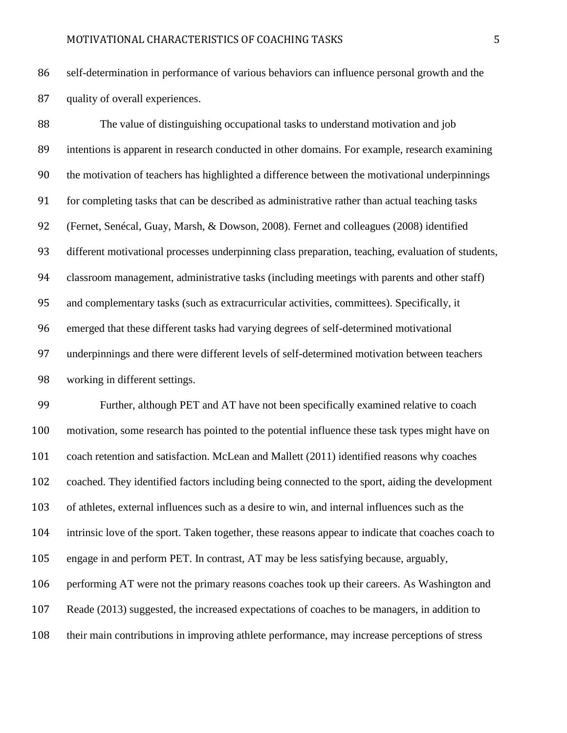self-determination in performance of various behaviors can influence personal growth and the quality of overall experiences.

The value of distinguishing occupational tasks to understand motivation and job intentions is apparent in research conducted in other domains. For example, research examining the motivation of teachers has highlighted a difference between the motivational underpinnings for completing tasks that can be described as administrative rather than actual teaching tasks (Fernet, Senécal, Guay, Marsh, & Dowson, 2008). Fernet and colleagues (2008) identified different motivational processes underpinning class preparation, teaching, evaluation of students, classroom management, administrative tasks (including meetings with parents and other staff) and complementary tasks (such as extracurricular activities, committees). Specifically, it emerged that these different tasks had varying degrees of self-determined motivational underpinnings and there were different levels of self-determined motivation between teachers working in different settings.

Further, although PET and AT have not been specifically examined relative to coach motivation, some research has pointed to the potential influence these task types might have on coach retention and satisfaction. McLean and Mallett (2011) identified reasons why coaches coached. They identified factors including being connected to the sport, aiding the development of athletes, external influences such as a desire to win, and internal influences such as the intrinsic love of the sport. Taken together, these reasons appear to indicate that coaches coach to engage in and perform PET. In contrast, AT may be less satisfying because, arguably, performing AT were not the primary reasons coaches took up their careers. As Washington and Reade (2013) suggested, the increased expectations of coaches to be managers, in addition to their main contributions in improving athlete performance, may increase perceptions of stress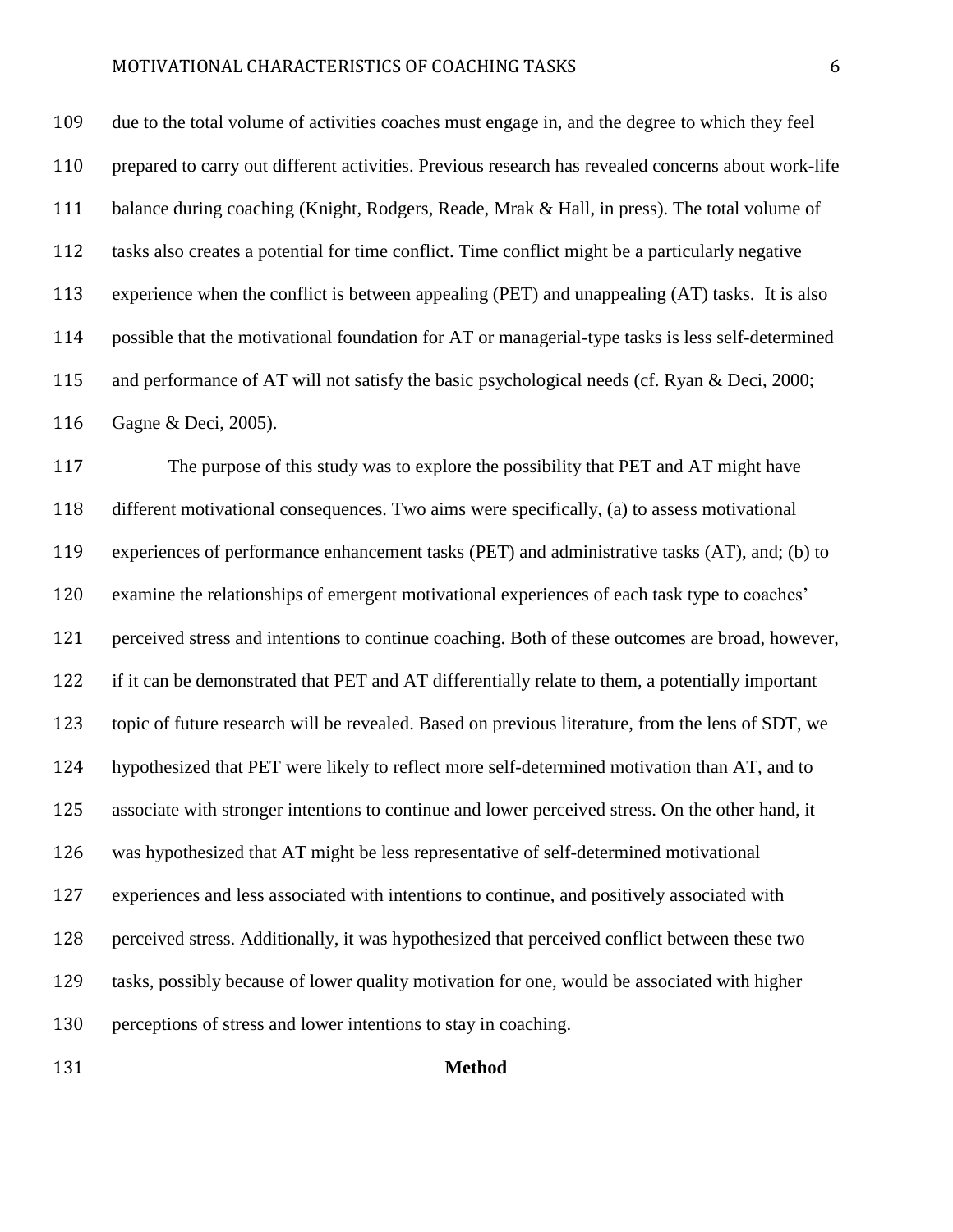due to the total volume of activities coaches must engage in, and the degree to which they feel prepared to carry out different activities. Previous research has revealed concerns about work-life balance during coaching (Knight, Rodgers, Reade, Mrak & Hall, in press). The total volume of tasks also creates a potential for time conflict. Time conflict might be a particularly negative experience when the conflict is between appealing (PET) and unappealing (AT) tasks. It is also possible that the motivational foundation for AT or managerial-type tasks is less self-determined and performance of AT will not satisfy the basic psychological needs (cf. Ryan & Deci, 2000; Gagne & Deci, 2005).

The purpose of this study was to explore the possibility that PET and AT might have different motivational consequences. Two aims were specifically, (a) to assess motivational experiences of performance enhancement tasks (PET) and administrative tasks (AT), and; (b) to examine the relationships of emergent motivational experiences of each task type to coaches' perceived stress and intentions to continue coaching. Both of these outcomes are broad, however, if it can be demonstrated that PET and AT differentially relate to them, a potentially important topic of future research will be revealed. Based on previous literature, from the lens of SDT, we hypothesized that PET were likely to reflect more self-determined motivation than AT, and to associate with stronger intentions to continue and lower perceived stress. On the other hand, it was hypothesized that AT might be less representative of self-determined motivational experiences and less associated with intentions to continue, and positively associated with perceived stress. Additionally, it was hypothesized that perceived conflict between these two tasks, possibly because of lower quality motivation for one, would be associated with higher perceptions of stress and lower intentions to stay in coaching.

## Method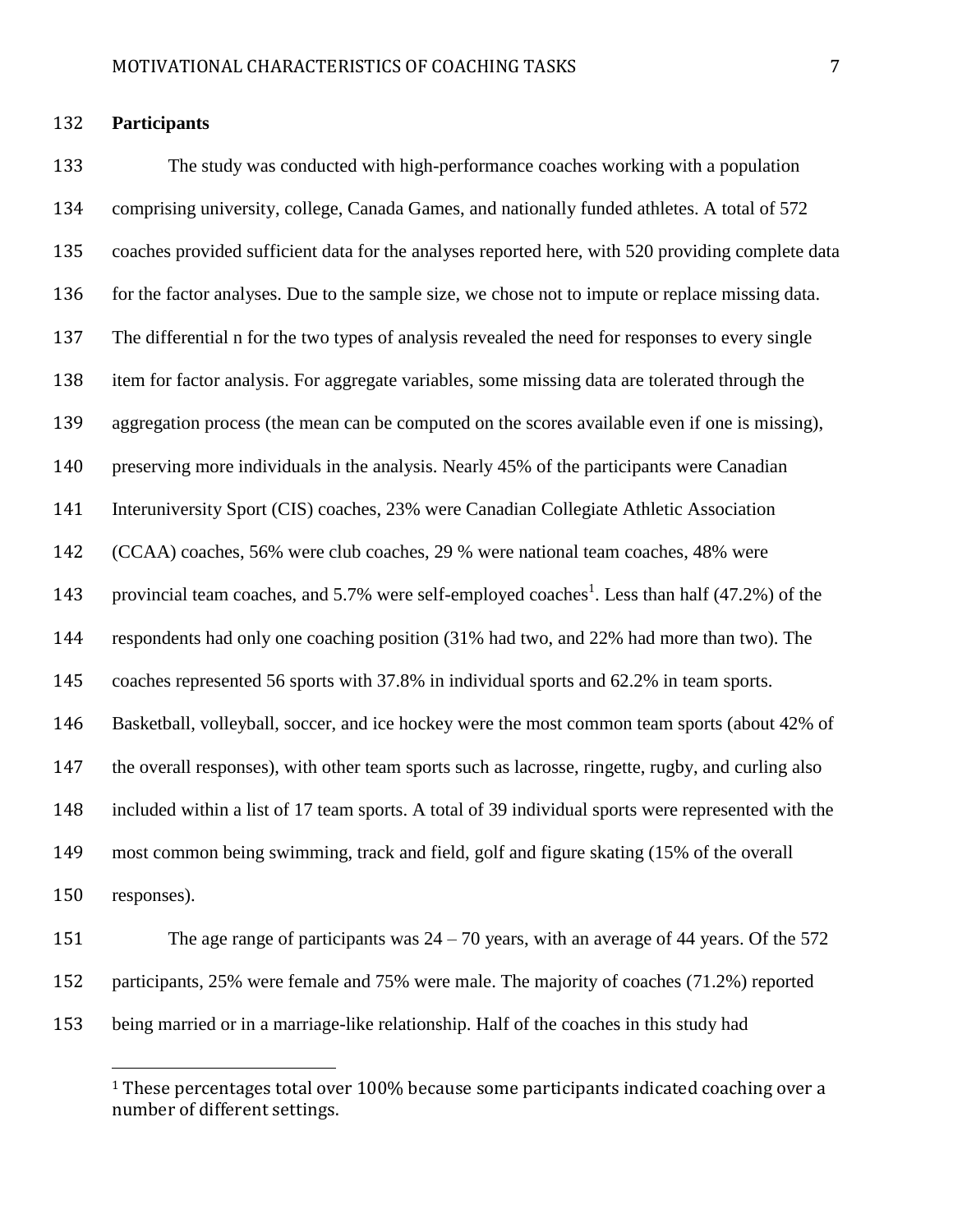**Participants**

The study was conducted with high-performance coaches working with a population comprising university, college, Canada Games, and nationally funded athletes. A total of 572 coaches provided sufficient data for the analyses reported here, with 520 providing complete data for the factor analyses. Due to the sample size, we chose not to impute or replace missing data. The differential n for the two types of analysis revealed the need for responses to every single item for factor analysis. For aggregate variables, some missing data are tolerated through the aggregation process (the mean can be computed on the scores available even if one is missing), preserving more individuals in the analysis. Nearly 45% of the participants were Canadian Interuniversity Sport (CIS) coaches, 23% were Canadian Collegiate Athletic Association (CCAA) coaches, 56% were club coaches, 29 % were national team coaches, 48% were provincial team coaches, and 5.7% were self-employed coaches[1]. Less than half (47.2%) of the respondents had only one coaching position (31% had two, and 22% had more than two). The coaches represented 56 sports with 37.8% in individual sports and 62.2% in team sports. Basketball, volleyball, soccer, and ice hockey were the most common team sports (about 42% of the overall responses), with other team sports such as lacrosse, ringette, rugby, and curling also included within a list of 17 team sports. A total of 39 individual sports were represented with the most common being swimming, track and field, golf and figure skating (15% of the overall responses).

The age range of participants was 24 – 70 years, with an average of 44 years. Of the 572 participants, 25% were female and 75% were male. The majority of coaches (71.2%) reported being married or in a marriage-like relationship. Half of the coaches in this study had

[1] These percentages total over 100% because some participants indicated coaching over a number of different settings.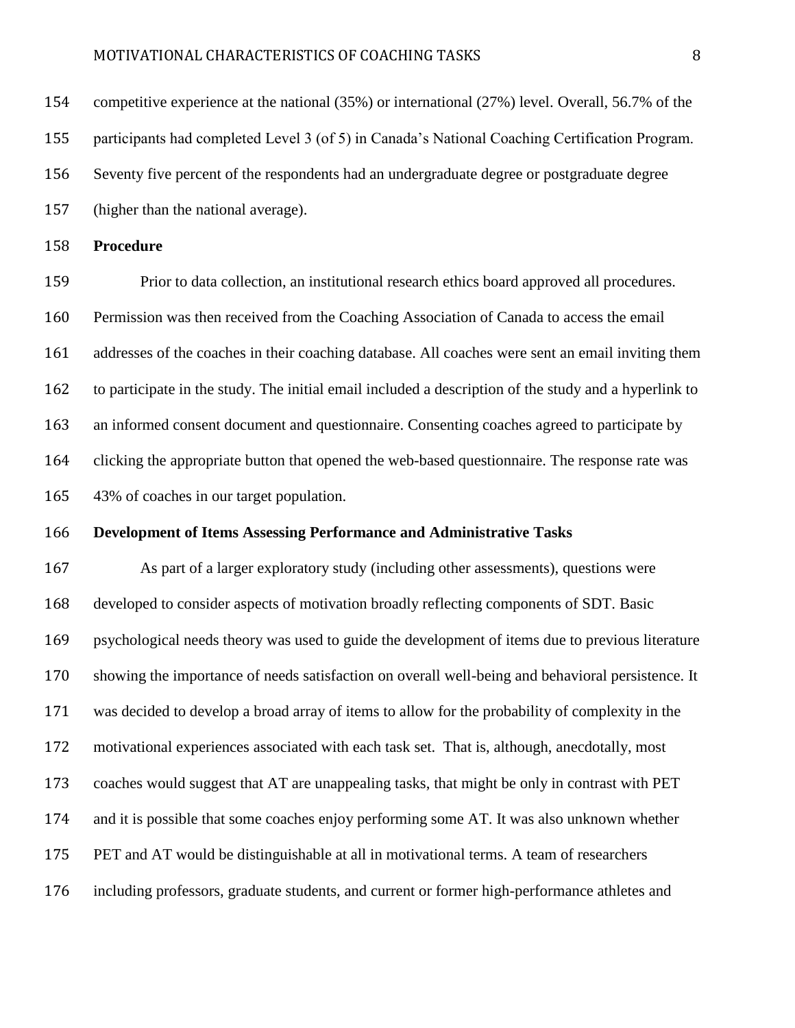competitive experience at the national (35%) or international (27%) level. Overall, 56.7% of the participants had completed Level 3 (of 5) in Canada's National Coaching Certification Program. Seventy five percent of the respondents had an undergraduate degree or postgraduate degree (higher than the national average).

**Procedure**

Prior to data collection, an institutional research ethics board approved all procedures. Permission was then received from the Coaching Association of Canada to access the email addresses of the coaches in their coaching database. All coaches were sent an email inviting them to participate in the study. The initial email included a description of the study and a hyperlink to an informed consent document and questionnaire. Consenting coaches agreed to participate by clicking the appropriate button that opened the web-based questionnaire. The response rate was 43% of coaches in our target population.

**Development of Items Assessing Performance and Administrative Tasks**

As part of a larger exploratory study (including other assessments), questions were developed to consider aspects of motivation broadly reflecting components of SDT. Basic psychological needs theory was used to guide the development of items due to previous literature showing the importance of needs satisfaction on overall well-being and behavioral persistence. It was decided to develop a broad array of items to allow for the probability of complexity in the motivational experiences associated with each task set. That is, although, anecdotally, most coaches would suggest that AT are unappealing tasks, that might be only in contrast with PET and it is possible that some coaches enjoy performing some AT. It was also unknown whether PET and AT would be distinguishable at all in motivational terms. A team of researchers including professors, graduate students, and current or former high-performance athletes and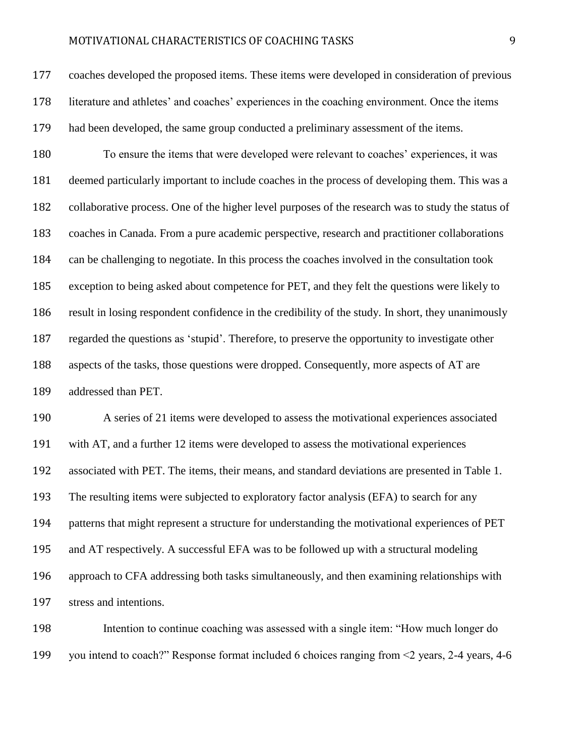coaches developed the proposed items. These items were developed in consideration of previous literature and athletes' and coaches' experiences in the coaching environment. Once the items had been developed, the same group conducted a preliminary assessment of the items.

To ensure the items that were developed were relevant to coaches' experiences, it was deemed particularly important to include coaches in the process of developing them. This was a collaborative process. One of the higher level purposes of the research was to study the status of coaches in Canada. From a pure academic perspective, research and practitioner collaborations can be challenging to negotiate. In this process the coaches involved in the consultation took exception to being asked about competence for PET, and they felt the questions were likely to result in losing respondent confidence in the credibility of the study. In short, they unanimously regarded the questions as 'stupid'. Therefore, to preserve the opportunity to investigate other aspects of the tasks, those questions were dropped. Consequently, more aspects of AT are addressed than PET.

A series of 21 items were developed to assess the motivational experiences associated with AT, and a further 12 items were developed to assess the motivational experiences associated with PET. The items, their means, and standard deviations are presented in Table 1. The resulting items were subjected to exploratory factor analysis (EFA) to search for any patterns that might represent a structure for understanding the motivational experiences of PET and AT respectively. A successful EFA was to be followed up with a structural modeling approach to CFA addressing both tasks simultaneously, and then examining relationships with stress and intentions.

Intention to continue coaching was assessed with a single item: "How much longer do you intend to coach?" Response format included 6 choices ranging from <2 years, 2-4 years, 4-6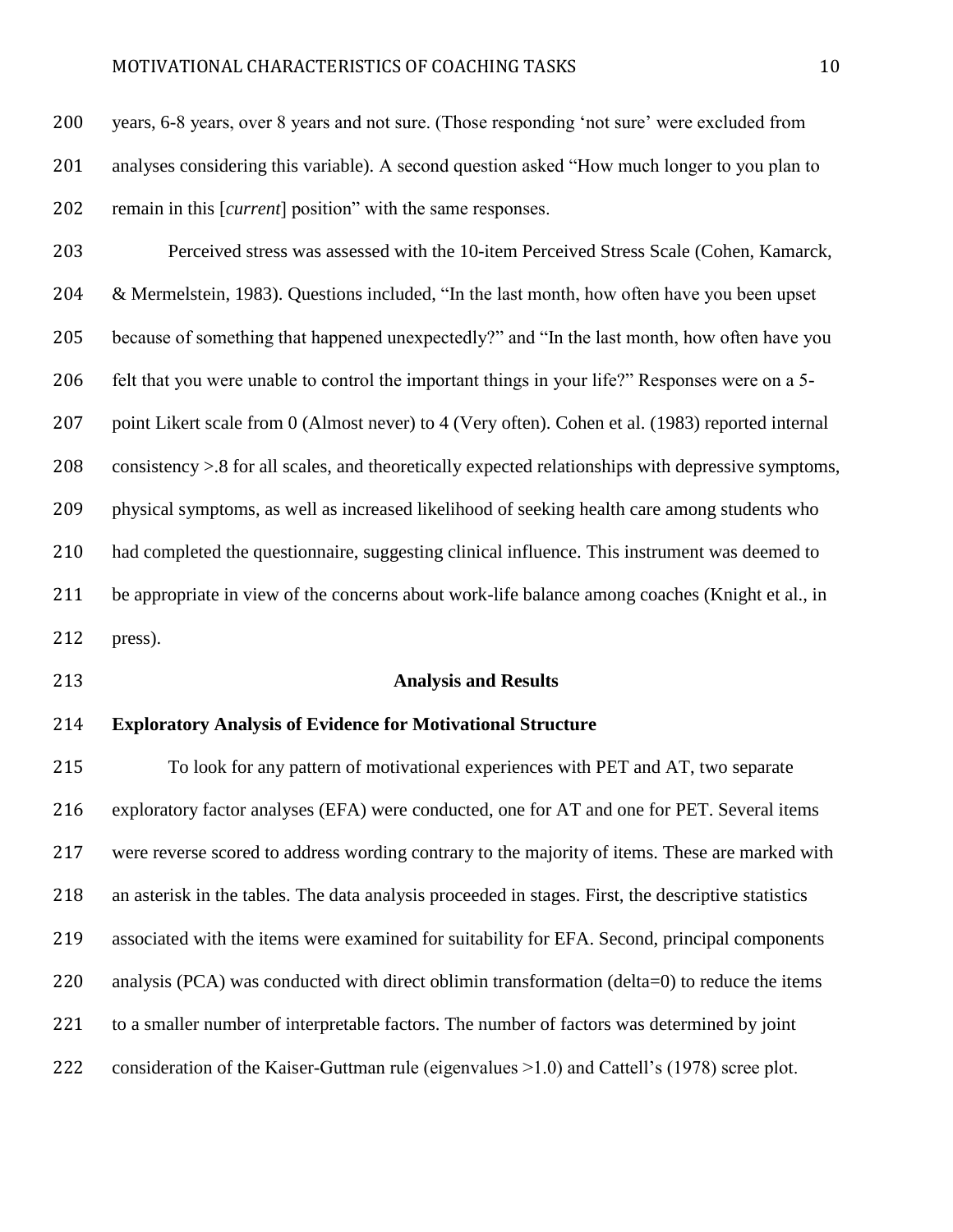years, 6-8 years, over 8 years and not sure. (Those responding 'not sure' were excluded from analyses considering this variable). A second question asked "How much longer to you plan to remain in this [*current*] position" with the same responses.

Perceived stress was assessed with the 10-item Perceived Stress Scale (Cohen, Kamarck, & Mermelstein, 1983). Questions included, "In the last month, how often have you been upset because of something that happened unexpectedly?" and "In the last month, how often have you felt that you were unable to control the important things in your life?" Responses were on a 5-point Likert scale from 0 (Almost never) to 4 (Very often). Cohen et al. (1983) reported internal consistency >.8 for all scales, and theoretically expected relationships with depressive symptoms, physical symptoms, as well as increased likelihood of seeking health care among students who had completed the questionnaire, suggesting clinical influence. This instrument was deemed to be appropriate in view of the concerns about work-life balance among coaches (Knight et al., in press).

## Analysis and Results

### Exploratory Analysis of Evidence for Motivational Structure

To look for any pattern of motivational experiences with PET and AT, two separate exploratory factor analyses (EFA) were conducted, one for AT and one for PET. Several items were reverse scored to address wording contrary to the majority of items. These are marked with an asterisk in the tables. The data analysis proceeded in stages. First, the descriptive statistics associated with the items were examined for suitability for EFA. Second, principal components analysis (PCA) was conducted with direct oblimin transformation (delta=0) to reduce the items to a smaller number of interpretable factors. The number of factors was determined by joint consideration of the Kaiser-Guttman rule (eigenvalues >1.0) and Cattell's (1978) scree plot.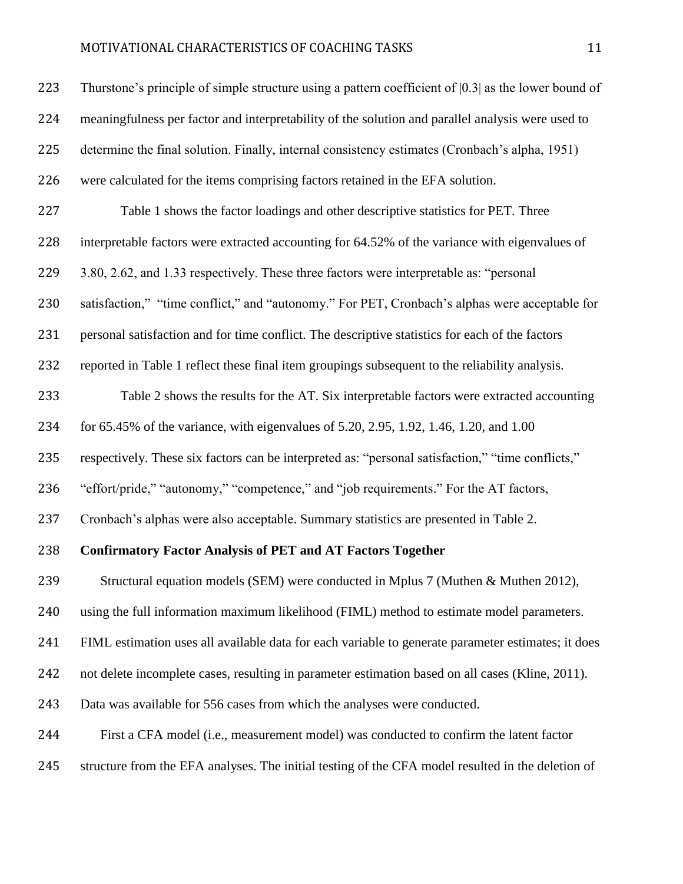Thurstone's principle of simple structure using a pattern coefficient of |0.3| as the lower bound of meaningfulness per factor and interpretability of the solution and parallel analysis were used to determine the final solution. Finally, internal consistency estimates (Cronbach's alpha, 1951) were calculated for the items comprising factors retained in the EFA solution.

Table 1 shows the factor loadings and other descriptive statistics for PET. Three interpretable factors were extracted accounting for 64.52% of the variance with eigenvalues of 3.80, 2.62, and 1.33 respectively. These three factors were interpretable as: "personal satisfaction," "time conflict," and "autonomy." For PET, Cronbach's alphas were acceptable for personal satisfaction and for time conflict. The descriptive statistics for each of the factors reported in Table 1 reflect these final item groupings subsequent to the reliability analysis.

Table 2 shows the results for the AT. Six interpretable factors were extracted accounting for 65.45% of the variance, with eigenvalues of 5.20, 2.95, 1.92, 1.46, 1.20, and 1.00 respectively. These six factors can be interpreted as: "personal satisfaction," "time conflicts," "effort/pride," "autonomy," "competence," and "job requirements." For the AT factors, Cronbach's alphas were also acceptable. Summary statistics are presented in Table 2.

**Confirmatory Factor Analysis of PET and AT Factors Together**

Structural equation models (SEM) were conducted in Mplus 7 (Muthen & Muthen 2012), using the full information maximum likelihood (FIML) method to estimate model parameters. FIML estimation uses all available data for each variable to generate parameter estimates; it does not delete incomplete cases, resulting in parameter estimation based on all cases (Kline, 2011). Data was available for 556 cases from which the analyses were conducted.

First a CFA model (i.e., measurement model) was conducted to confirm the latent factor structure from the EFA analyses. The initial testing of the CFA model resulted in the deletion of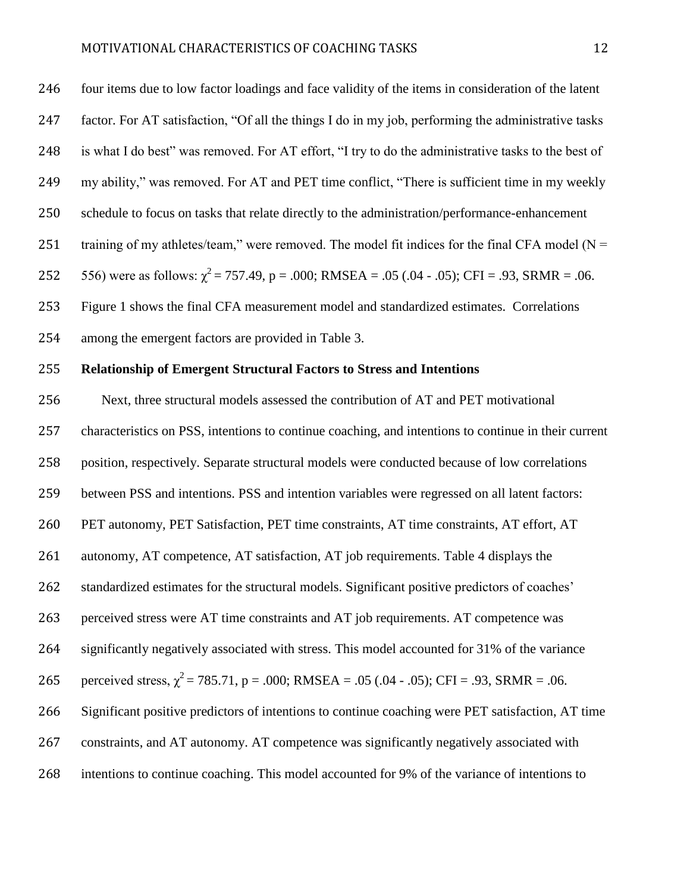four items due to low factor loadings and face validity of the items in consideration of the latent factor. For AT satisfaction, “Of all the things I do in my job, performing the administrative tasks is what I do best” was removed. For AT effort, “I try to do the administrative tasks to the best of my ability,” was removed. For AT and PET time conflict, “There is sufficient time in my weekly schedule to focus on tasks that relate directly to the administration/performance-enhancement training of my athletes/team,” were removed. The model fit indices for the final CFA model (N = 556) were as follows: $\chi^2$ = 757.49, p = .000; RMSEA = .05 (.04 - .05); CFI = .93, SRMR = .06. Figure 1 shows the final CFA measurement model and standardized estimates. Correlations among the emergent factors are provided in Table 3.

**Relationship of Emergent Structural Factors to Stress and Intentions**

Next, three structural models assessed the contribution of AT and PET motivational characteristics on PSS, intentions to continue coaching, and intentions to continue in their current position, respectively. Separate structural models were conducted because of low correlations between PSS and intentions. PSS and intention variables were regressed on all latent factors: PET autonomy, PET Satisfaction, PET time constraints, AT time constraints, AT effort, AT autonomy, AT competence, AT satisfaction, AT job requirements. Table 4 displays the standardized estimates for the structural models. Significant positive predictors of coaches’ perceived stress were AT time constraints and AT job requirements. AT competence was significantly negatively associated with stress. This model accounted for 31% of the variance perceived stress, $\chi^2$ = 785.71, p = .000; RMSEA = .05 (.04 - .05); CFI = .93, SRMR = .06. Significant positive predictors of intentions to continue coaching were PET satisfaction, AT time constraints, and AT autonomy. AT competence was significantly negatively associated with intentions to continue coaching. This model accounted for 9% of the variance of intentions to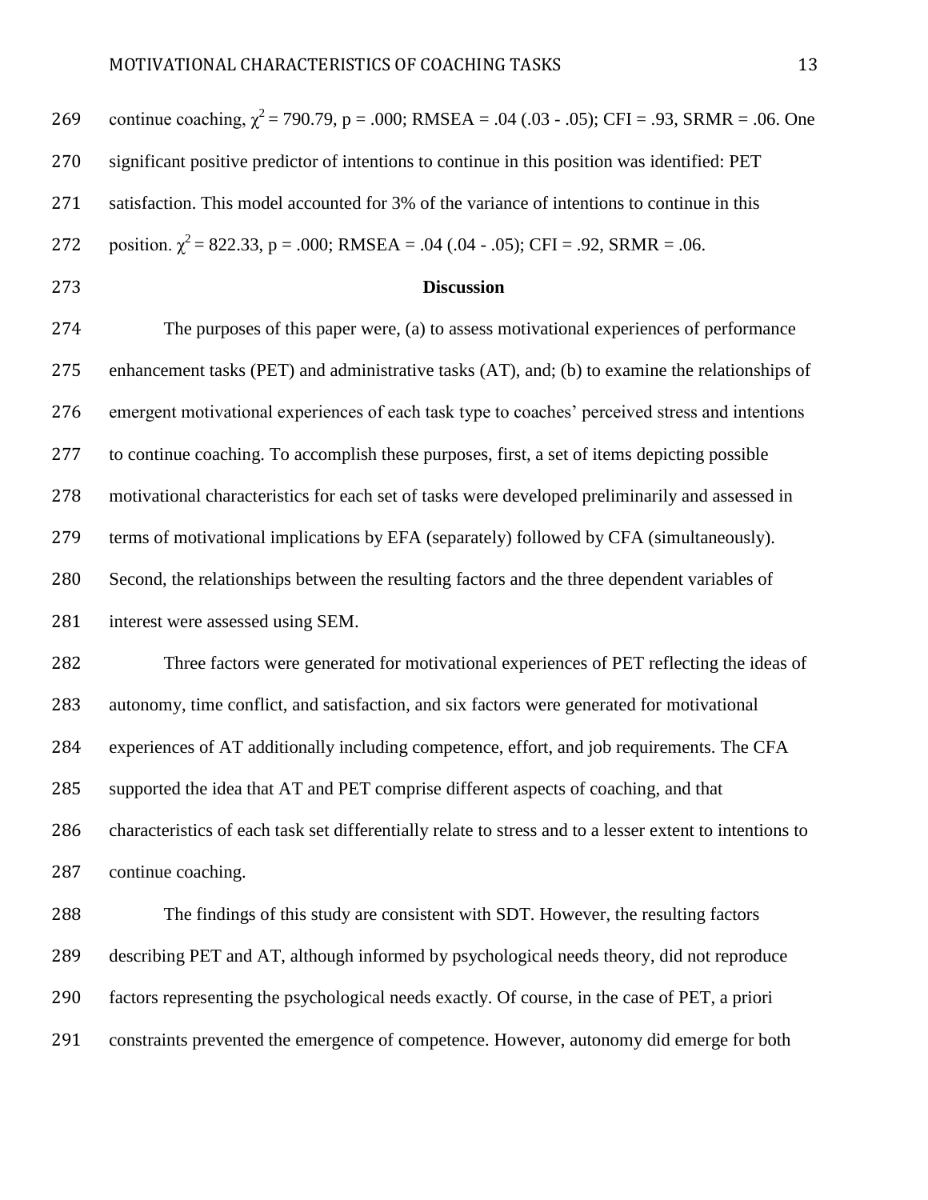continue coaching, $\chi^2 = 790.79$, $p = .000$; RMSEA = .04 (.03 - .05); CFI = .93, SRMR = .06. One significant positive predictor of intentions to continue in this position was identified: PET satisfaction. This model accounted for 3% of the variance of intentions to continue in this position. $\chi^2 = 822.33$, $p = .000$; RMSEA = .04 (.04 - .05); CFI = .92, SRMR = .06.

## Discussion

The purposes of this paper were, (a) to assess motivational experiences of performance enhancement tasks (PET) and administrative tasks (AT), and; (b) to examine the relationships of emergent motivational experiences of each task type to coaches' perceived stress and intentions to continue coaching. To accomplish these purposes, first, a set of items depicting possible motivational characteristics for each set of tasks were developed preliminarily and assessed in terms of motivational implications by EFA (separately) followed by CFA (simultaneously). Second, the relationships between the resulting factors and the three dependent variables of interest were assessed using SEM.

Three factors were generated for motivational experiences of PET reflecting the ideas of autonomy, time conflict, and satisfaction, and six factors were generated for motivational experiences of AT additionally including competence, effort, and job requirements. The CFA supported the idea that AT and PET comprise different aspects of coaching, and that characteristics of each task set differentially relate to stress and to a lesser extent to intentions to continue coaching.

The findings of this study are consistent with SDT. However, the resulting factors describing PET and AT, although informed by psychological needs theory, did not reproduce factors representing the psychological needs exactly. Of course, in the case of PET, a priori constraints prevented the emergence of competence. However, autonomy did emerge for both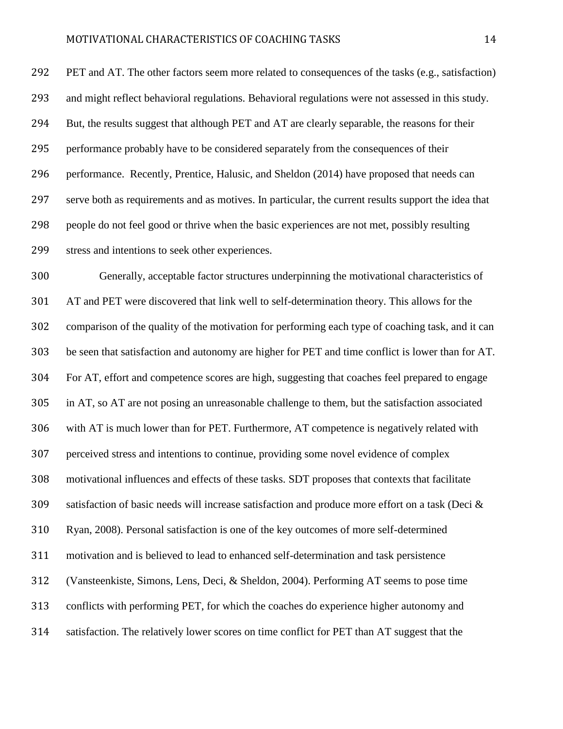PET and AT. The other factors seem more related to consequences of the tasks (e.g., satisfaction) and might reflect behavioral regulations. Behavioral regulations were not assessed in this study. But, the results suggest that although PET and AT are clearly separable, the reasons for their performance probably have to be considered separately from the consequences of their performance. Recently, Prentice, Halusic, and Sheldon (2014) have proposed that needs can serve both as requirements and as motives. In particular, the current results support the idea that people do not feel good or thrive when the basic experiences are not met, possibly resulting stress and intentions to seek other experiences.

Generally, acceptable factor structures underpinning the motivational characteristics of AT and PET were discovered that link well to self-determination theory. This allows for the comparison of the quality of the motivation for performing each type of coaching task, and it can be seen that satisfaction and autonomy are higher for PET and time conflict is lower than for AT. For AT, effort and competence scores are high, suggesting that coaches feel prepared to engage in AT, so AT are not posing an unreasonable challenge to them, but the satisfaction associated with AT is much lower than for PET. Furthermore, AT competence is negatively related with perceived stress and intentions to continue, providing some novel evidence of complex motivational influences and effects of these tasks. SDT proposes that contexts that facilitate satisfaction of basic needs will increase satisfaction and produce more effort on a task (Deci & Ryan, 2008). Personal satisfaction is one of the key outcomes of more self-determined motivation and is believed to lead to enhanced self-determination and task persistence (Vansteenkiste, Simons, Lens, Deci, & Sheldon, 2004). Performing AT seems to pose time conflicts with performing PET, for which the coaches do experience higher autonomy and satisfaction. The relatively lower scores on time conflict for PET than AT suggest that the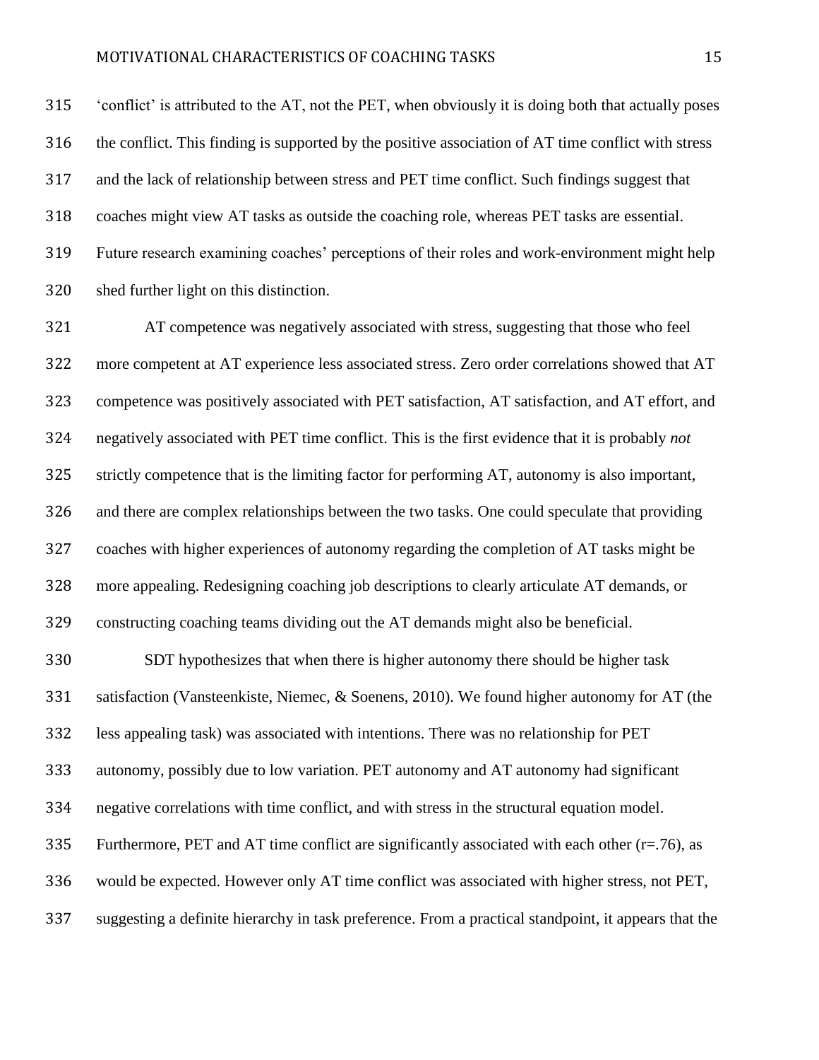'conflict' is attributed to the AT, not the PET, when obviously it is doing both that actually poses the conflict. This finding is supported by the positive association of AT time conflict with stress and the lack of relationship between stress and PET time conflict. Such findings suggest that coaches might view AT tasks as outside the coaching role, whereas PET tasks are essential. Future research examining coaches' perceptions of their roles and work-environment might help shed further light on this distinction.

AT competence was negatively associated with stress, suggesting that those who feel more competent at AT experience less associated stress. Zero order correlations showed that AT competence was positively associated with PET satisfaction, AT satisfaction, and AT effort, and negatively associated with PET time conflict. This is the first evidence that it is probably *not* strictly competence that is the limiting factor for performing AT, autonomy is also important, and there are complex relationships between the two tasks. One could speculate that providing coaches with higher experiences of autonomy regarding the completion of AT tasks might be more appealing. Redesigning coaching job descriptions to clearly articulate AT demands, or constructing coaching teams dividing out the AT demands might also be beneficial.

SDT hypothesizes that when there is higher autonomy there should be higher task satisfaction (Vansteenkiste, Niemec, & Soenens, 2010). We found higher autonomy for AT (the less appealing task) was associated with intentions. There was no relationship for PET autonomy, possibly due to low variation. PET autonomy and AT autonomy had significant negative correlations with time conflict, and with stress in the structural equation model. Furthermore, PET and AT time conflict are significantly associated with each other ($r$=.76), as would be expected. However only AT time conflict was associated with higher stress, not PET, suggesting a definite hierarchy in task preference. From a practical standpoint, it appears that the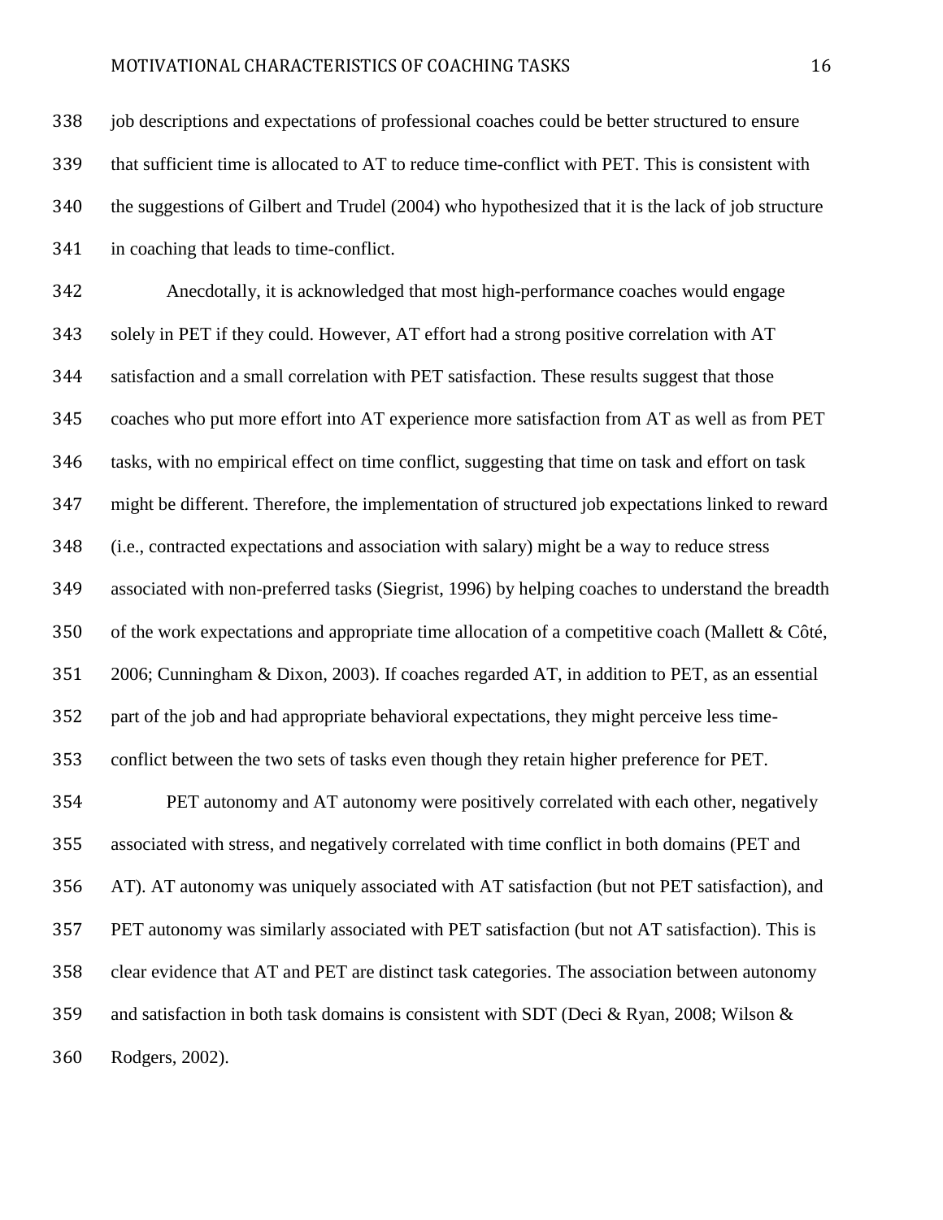job descriptions and expectations of professional coaches could be better structured to ensure that sufficient time is allocated to AT to reduce time-conflict with PET. This is consistent with the suggestions of Gilbert and Trudel (2004) who hypothesized that it is the lack of job structure in coaching that leads to time-conflict.

Anecdotally, it is acknowledged that most high-performance coaches would engage solely in PET if they could. However, AT effort had a strong positive correlation with AT satisfaction and a small correlation with PET satisfaction. These results suggest that those coaches who put more effort into AT experience more satisfaction from AT as well as from PET tasks, with no empirical effect on time conflict, suggesting that time on task and effort on task might be different. Therefore, the implementation of structured job expectations linked to reward (i.e., contracted expectations and association with salary) might be a way to reduce stress associated with non-preferred tasks (Siegrist, 1996) by helping coaches to understand the breadth of the work expectations and appropriate time allocation of a competitive coach (Mallett & Côté, 2006; Cunningham & Dixon, 2003). If coaches regarded AT, in addition to PET, as an essential part of the job and had appropriate behavioral expectations, they might perceive less time-conflict between the two sets of tasks even though they retain higher preference for PET.

PET autonomy and AT autonomy were positively correlated with each other, negatively associated with stress, and negatively correlated with time conflict in both domains (PET and AT). AT autonomy was uniquely associated with AT satisfaction (but not PET satisfaction), and PET autonomy was similarly associated with PET satisfaction (but not AT satisfaction). This is clear evidence that AT and PET are distinct task categories. The association between autonomy and satisfaction in both task domains is consistent with SDT (Deci & Ryan, 2008; Wilson & Rodgers, 2002).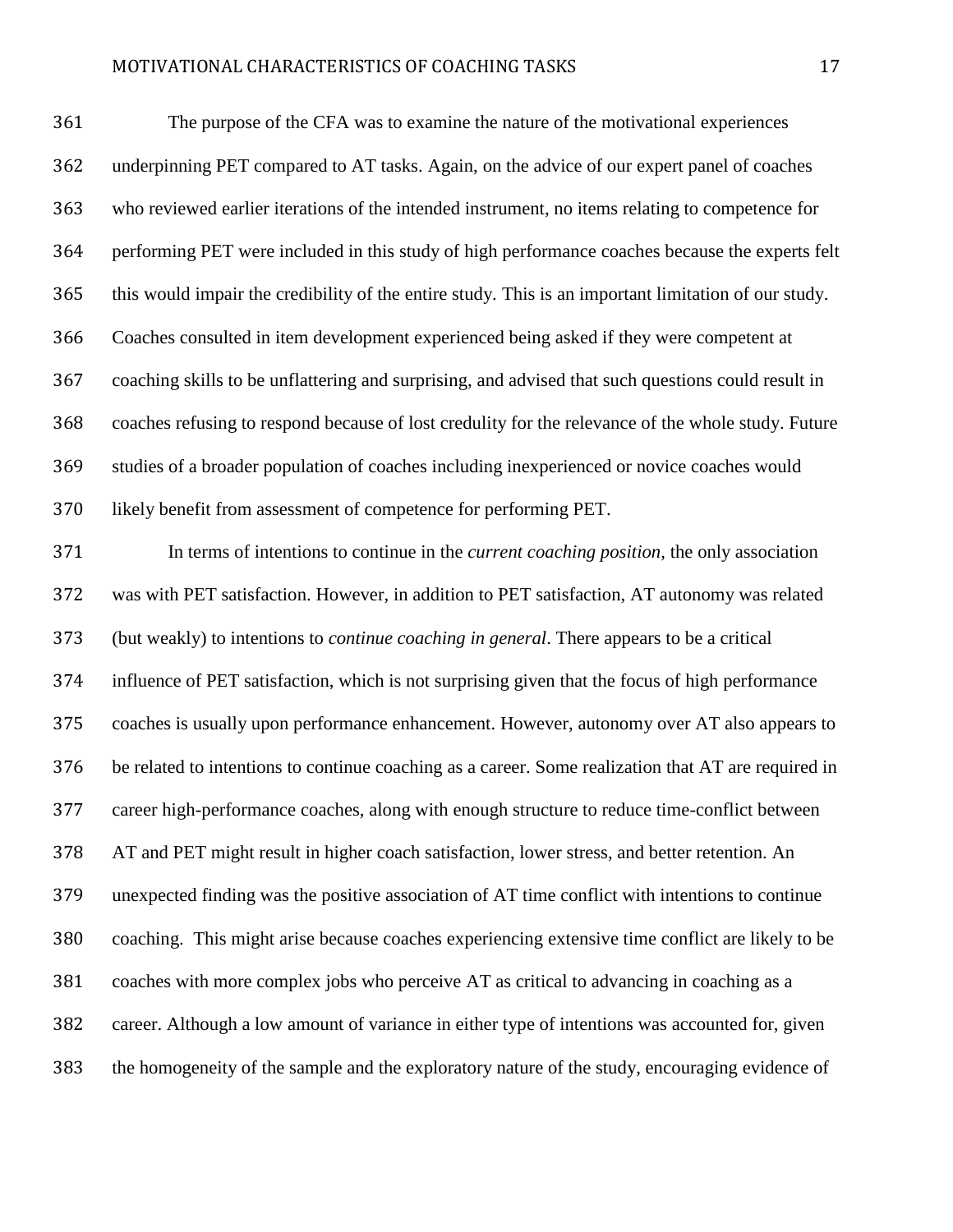The purpose of the CFA was to examine the nature of the motivational experiences underpinning PET compared to AT tasks. Again, on the advice of our expert panel of coaches who reviewed earlier iterations of the intended instrument, no items relating to competence for performing PET were included in this study of high performance coaches because the experts felt this would impair the credibility of the entire study. This is an important limitation of our study. Coaches consulted in item development experienced being asked if they were competent at coaching skills to be unflattering and surprising, and advised that such questions could result in coaches refusing to respond because of lost credulity for the relevance of the whole study. Future studies of a broader population of coaches including inexperienced or novice coaches would likely benefit from assessment of competence for performing PET.

In terms of intentions to continue in the *current coaching position*, the only association was with PET satisfaction. However, in addition to PET satisfaction, AT autonomy was related (but weakly) to intentions to *continue coaching in general*. There appears to be a critical influence of PET satisfaction, which is not surprising given that the focus of high performance coaches is usually upon performance enhancement. However, autonomy over AT also appears to be related to intentions to continue coaching as a career. Some realization that AT are required in career high-performance coaches, along with enough structure to reduce time-conflict between AT and PET might result in higher coach satisfaction, lower stress, and better retention. An unexpected finding was the positive association of AT time conflict with intentions to continue coaching. This might arise because coaches experiencing extensive time conflict are likely to be coaches with more complex jobs who perceive AT as critical to advancing in coaching as a career. Although a low amount of variance in either type of intentions was accounted for, given the homogeneity of the sample and the exploratory nature of the study, encouraging evidence of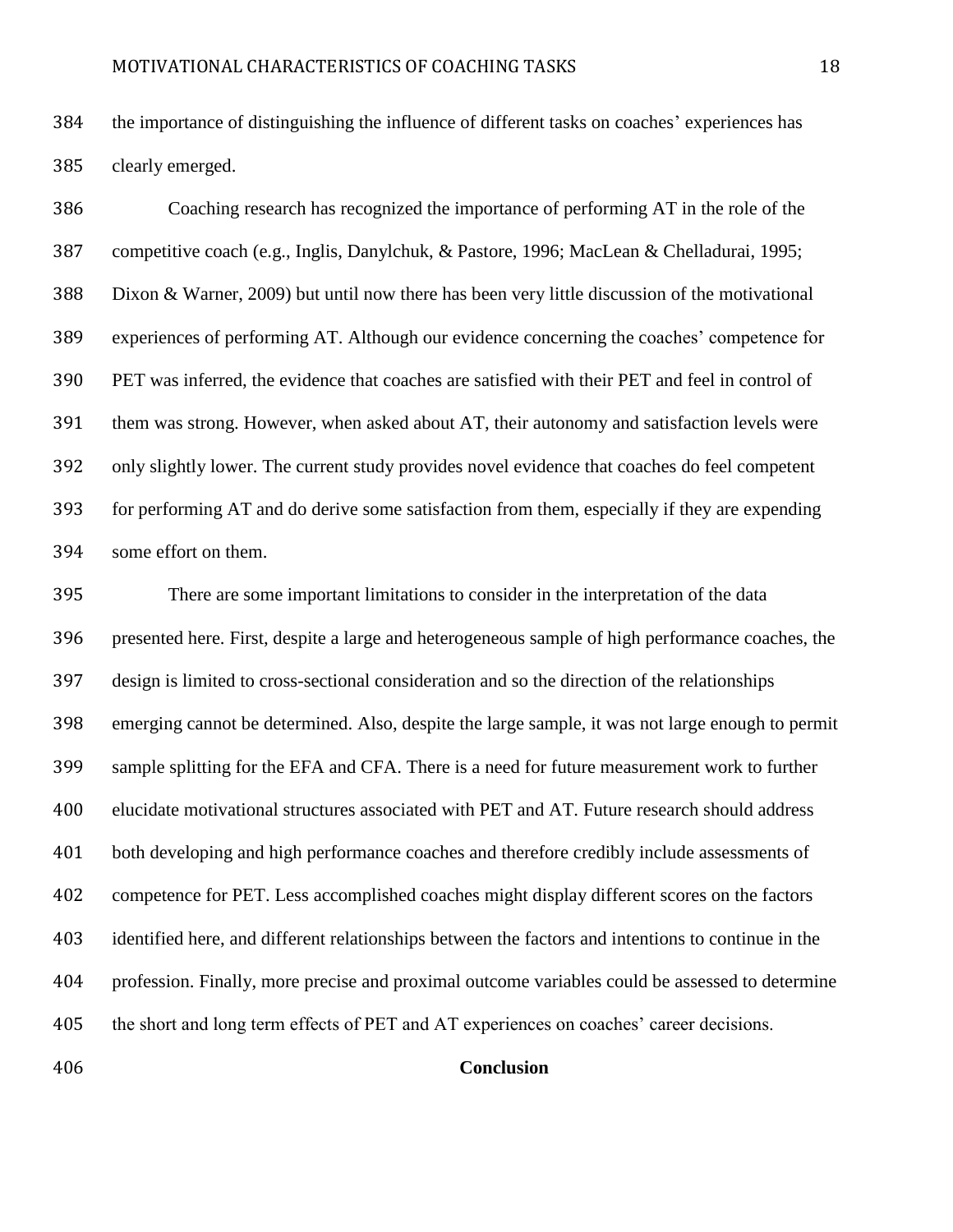the importance of distinguishing the influence of different tasks on coaches' experiences has clearly emerged.

Coaching research has recognized the importance of performing AT in the role of the competitive coach (e.g., Inglis, Danylchuk, & Pastore, 1996; MacLean & Chelladurai, 1995; Dixon & Warner, 2009) but until now there has been very little discussion of the motivational experiences of performing AT. Although our evidence concerning the coaches' competence for PET was inferred, the evidence that coaches are satisfied with their PET and feel in control of them was strong. However, when asked about AT, their autonomy and satisfaction levels were only slightly lower. The current study provides novel evidence that coaches do feel competent for performing AT and do derive some satisfaction from them, especially if they are expending some effort on them.

There are some important limitations to consider in the interpretation of the data presented here. First, despite a large and heterogeneous sample of high performance coaches, the design is limited to cross-sectional consideration and so the direction of the relationships emerging cannot be determined. Also, despite the large sample, it was not large enough to permit sample splitting for the EFA and CFA. There is a need for future measurement work to further elucidate motivational structures associated with PET and AT. Future research should address both developing and high performance coaches and therefore credibly include assessments of competence for PET. Less accomplished coaches might display different scores on the factors identified here, and different relationships between the factors and intentions to continue in the profession. Finally, more precise and proximal outcome variables could be assessed to determine the short and long term effects of PET and AT experiences on coaches' career decisions.

## Conclusion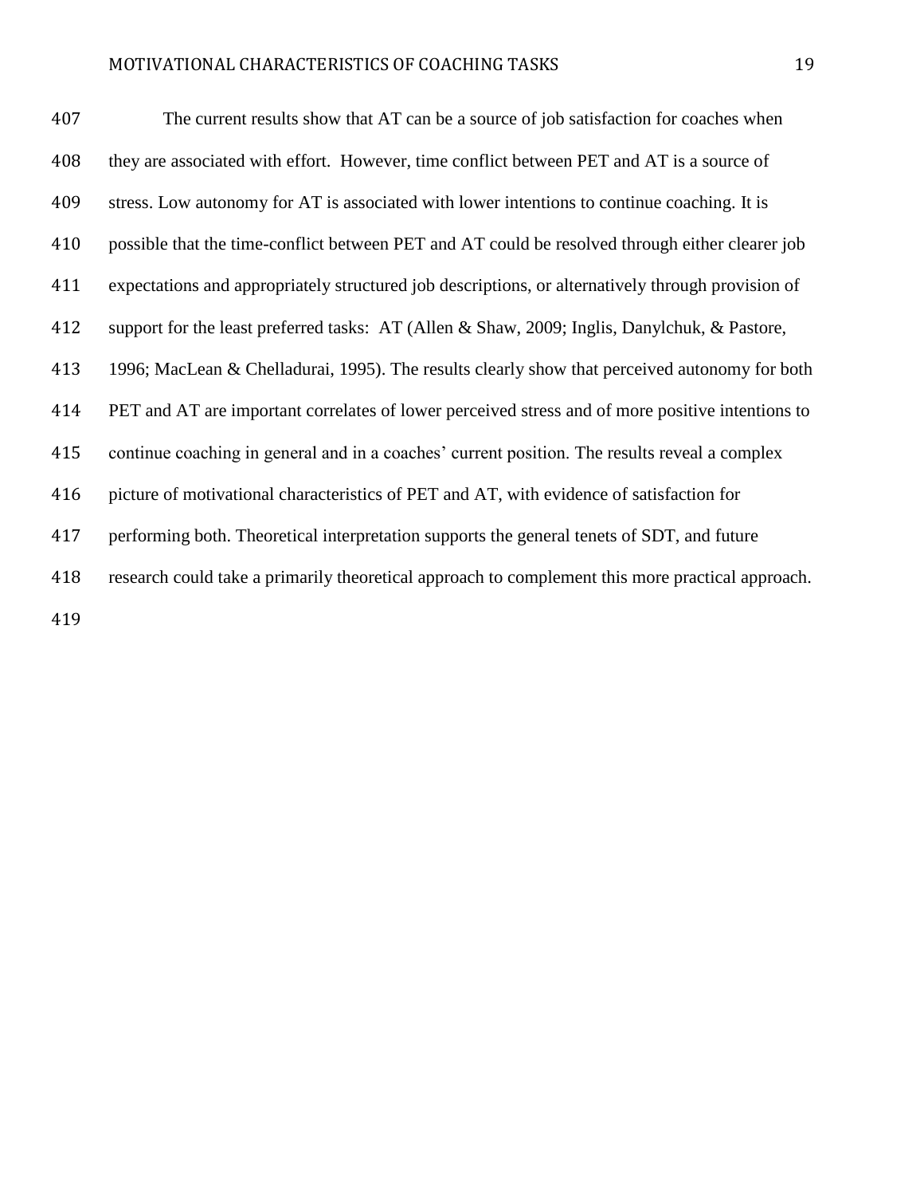The current results show that AT can be a source of job satisfaction for coaches when they are associated with effort. However, time conflict between PET and AT is a source of stress. Low autonomy for AT is associated with lower intentions to continue coaching. It is possible that the time-conflict between PET and AT could be resolved through either clearer job expectations and appropriately structured job descriptions, or alternatively through provision of support for the least preferred tasks: AT (Allen & Shaw, 2009; Inglis, Danylchuk, & Pastore, 1996; MacLean & Chelladurai, 1995). The results clearly show that perceived autonomy for both PET and AT are important correlates of lower perceived stress and of more positive intentions to continue coaching in general and in a coaches' current position. The results reveal a complex picture of motivational characteristics of PET and AT, with evidence of satisfaction for performing both. Theoretical interpretation supports the general tenets of SDT, and future research could take a primarily theoretical approach to complement this more practical approach.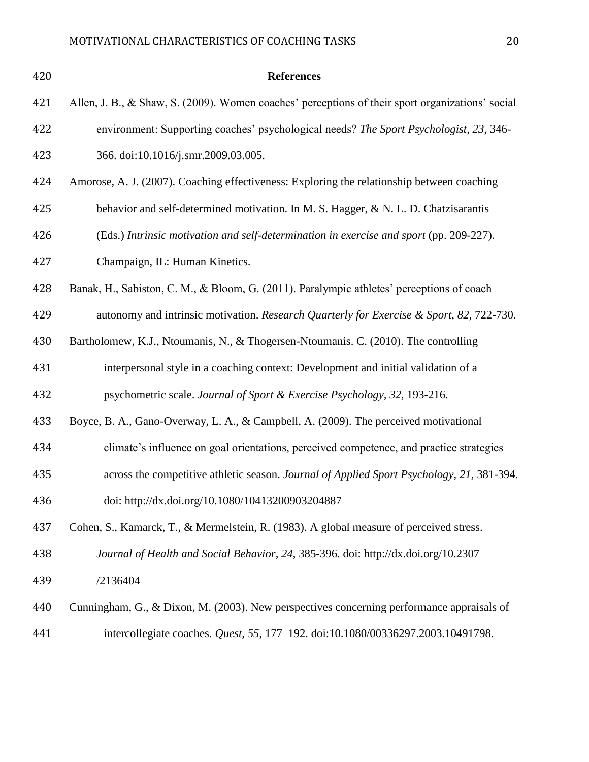# References

Allen, J. B., & Shaw, S. (2009). Women coaches' perceptions of their sport organizations' social environment: Supporting coaches' psychological needs? *The Sport Psychologist, 23*, 346-366. doi:10.1016/j.smr.2009.03.005.

Amorose, A. J. (2007). Coaching effectiveness: Exploring the relationship between coaching behavior and self-determined motivation. In M. S. Hagger, & N. L. D. Chatzisarantis (Eds.) *Intrinsic motivation and self-determination in exercise and sport* (pp. 209-227). Champaign, IL: Human Kinetics.

Banak, H., Sabiston, C. M., & Bloom, G. (2011). Paralympic athletes' perceptions of coach autonomy and intrinsic motivation. *Research Quarterly for Exercise & Sport, 82*, 722-730.

Bartholomew, K.J., Ntoumanis, N., & Thogersen-Ntoumanis. C. (2010). The controlling interpersonal style in a coaching context: Development and initial validation of a psychometric scale. *Journal of Sport & Exercise Psychology, 32*, 193-216.

Boyce, B. A., Gano-Overway, L. A., & Campbell, A. (2009). The perceived motivational climate's influence on goal orientations, perceived competence, and practice strategies across the competitive athletic season. *Journal of Applied Sport Psychology, 21*, 381-394. doi: http://dx.doi.org/10.1080/10413200903204887

Cohen, S., Kamarck, T., & Mermelstein, R. (1983). A global measure of perceived stress. *Journal of Health and Social Behavior, 24*, 385-396. doi: http://dx.doi.org/10.2307/2136404

Cunningham, G., & Dixon, M. (2003). New perspectives concerning performance appraisals of intercollegiate coaches. *Quest, 55*, 177–192. doi:10.1080/00336297.2003.10491798.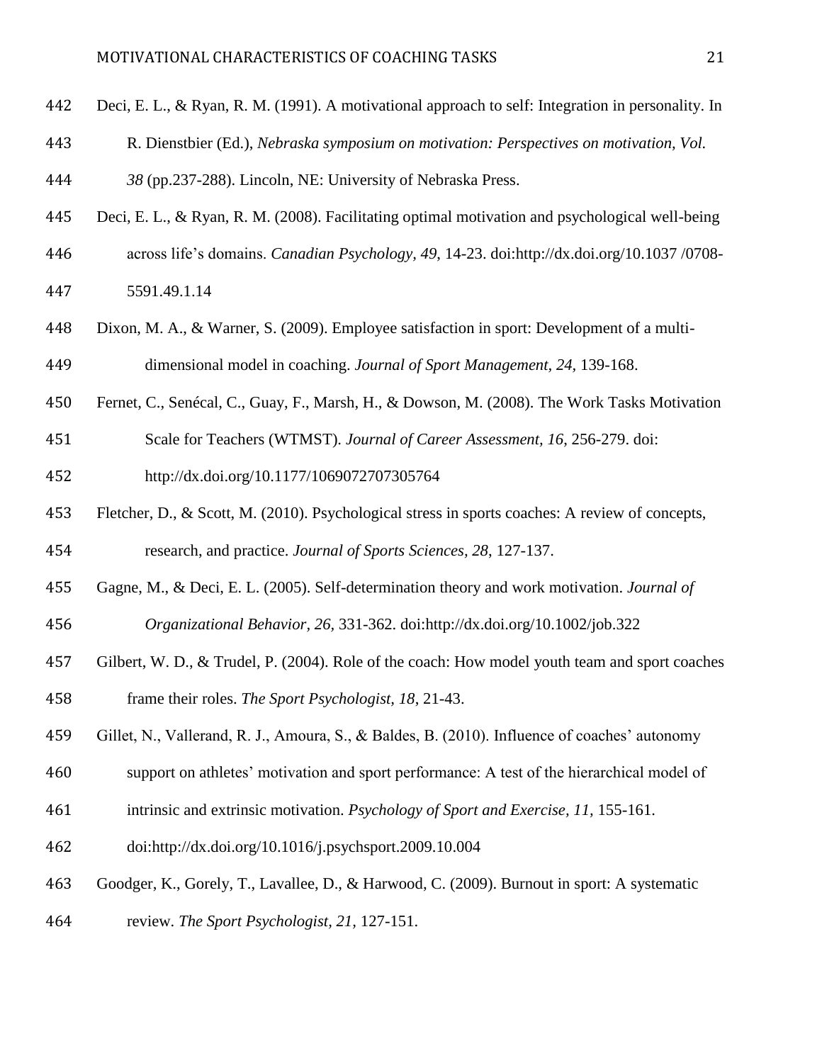Deci, E. L., & Ryan, R. M. (1991). A motivational approach to self: Integration in personality. In R. Dienstbier (Ed.), *Nebraska symposium on motivation: Perspectives on motivation, Vol. 38* (pp.237-288). Lincoln, NE: University of Nebraska Press.

Deci, E. L., & Ryan, R. M. (2008). Facilitating optimal motivation and psychological well-being across life's domains. *Canadian Psychology, 49*, 14-23. doi:http://dx.doi.org/10.1037 /0708-5591.49.1.14

Dixon, M. A., & Warner, S. (2009). Employee satisfaction in sport: Development of a multi-dimensional model in coaching. *Journal of Sport Management, 24,* 139-168.

Fernet, C., Senécal, C., Guay, F., Marsh, H., & Dowson, M. (2008). The Work Tasks Motivation Scale for Teachers (WTMST). *Journal of Career Assessment, 16*, 256-279. doi: http://dx.doi.org/10.1177/1069072707305764

Fletcher, D., & Scott, M. (2010). Psychological stress in sports coaches: A review of concepts, research, and practice. *Journal of Sports Sciences, 28,* 127-137.

Gagne, M., & Deci, E. L. (2005). Self-determination theory and work motivation. *Journal of Organizational Behavior, 26,* 331-362. doi:http://dx.doi.org/10.1002/job.322

Gilbert, W. D., & Trudel, P. (2004). Role of the coach: How model youth team and sport coaches frame their roles. *The Sport Psychologist, 18*, 21-43.

Gillet, N., Vallerand, R. J., Amoura, S., & Baldes, B. (2010). Influence of coaches' autonomy support on athletes' motivation and sport performance: A test of the hierarchical model of intrinsic and extrinsic motivation. *Psychology of Sport and Exercise, 11,* 155-161. doi:http://dx.doi.org/10.1016/j.psychsport.2009.10.004

Goodger, K., Gorely, T., Lavallee, D., & Harwood, C. (2009). Burnout in sport: A systematic review. *The Sport Psychologist, 21,* 127-151.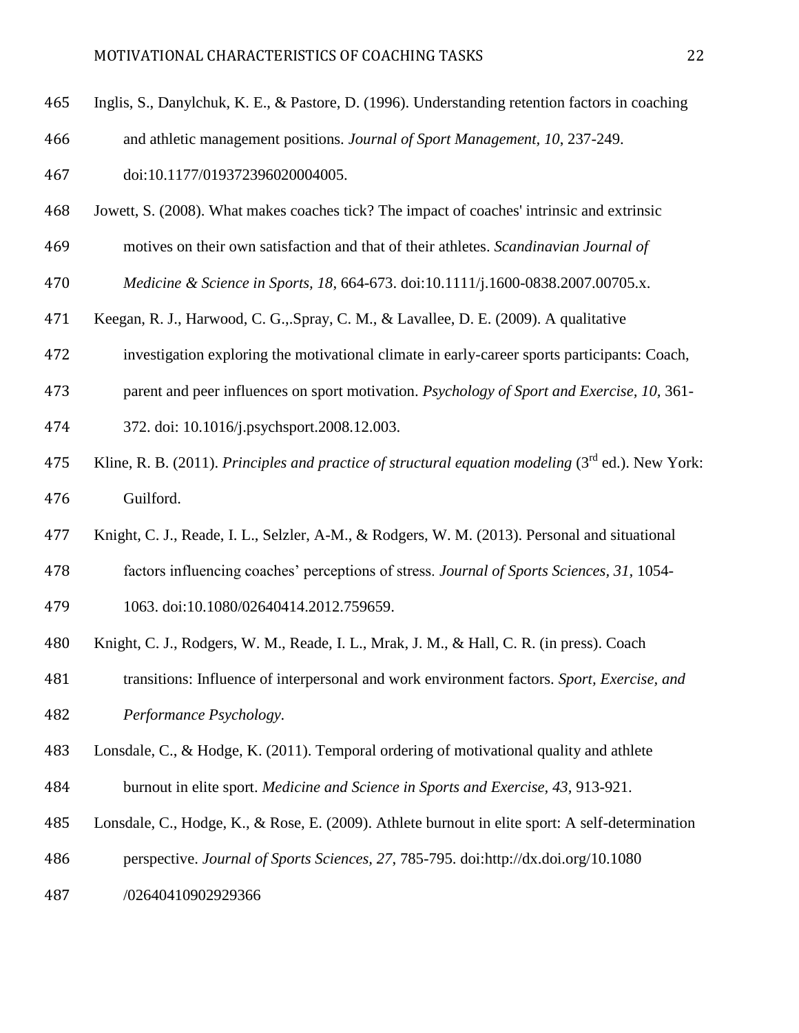Inglis, S., Danylchuk, K. E., & Pastore, D. (1996). Understanding retention factors in coaching and athletic management positions. *Journal of Sport Management, 10*, 237-249. doi:10.1177/019372396020004005.

Jowett, S. (2008). What makes coaches tick? The impact of coaches' intrinsic and extrinsic motives on their own satisfaction and that of their athletes. *Scandinavian Journal of Medicine & Science in Sports, 18*, 664-673. doi:10.1111/j.1600-0838.2007.00705.x.

Keegan, R. J., Harwood, C. G.,.Spray, C. M., & Lavallee, D. E. (2009). A qualitative investigation exploring the motivational climate in early-career sports participants: Coach, parent and peer influences on sport motivation. *Psychology of Sport and Exercise, 10,* 361-372. doi: 10.1016/j.psychsport.2008.12.003.

Kline, R. B. (2011). *Principles and practice of structural equation modeling* (3rd ed.). New York: Guilford.

Knight, C. J., Reade, I. L., Selzler, A-M., & Rodgers, W. M. (2013). Personal and situational factors influencing coaches' perceptions of stress. *Journal of Sports Sciences, 31,* 1054-1063. doi:10.1080/02640414.2012.759659.

Knight, C. J., Rodgers, W. M., Reade, I. L., Mrak, J. M., & Hall, C. R. (in press). Coach transitions: Influence of interpersonal and work environment factors. *Sport, Exercise, and Performance Psychology*.

Lonsdale, C., & Hodge, K. (2011). Temporal ordering of motivational quality and athlete burnout in elite sport. *Medicine and Science in Sports and Exercise, 43*, 913-921.

Lonsdale, C., Hodge, K., & Rose, E. (2009). Athlete burnout in elite sport: A self-determination perspective. *Journal of Sports Sciences, 27*, 785-795. doi:http://dx.doi.org/10.1080 /02640410902929366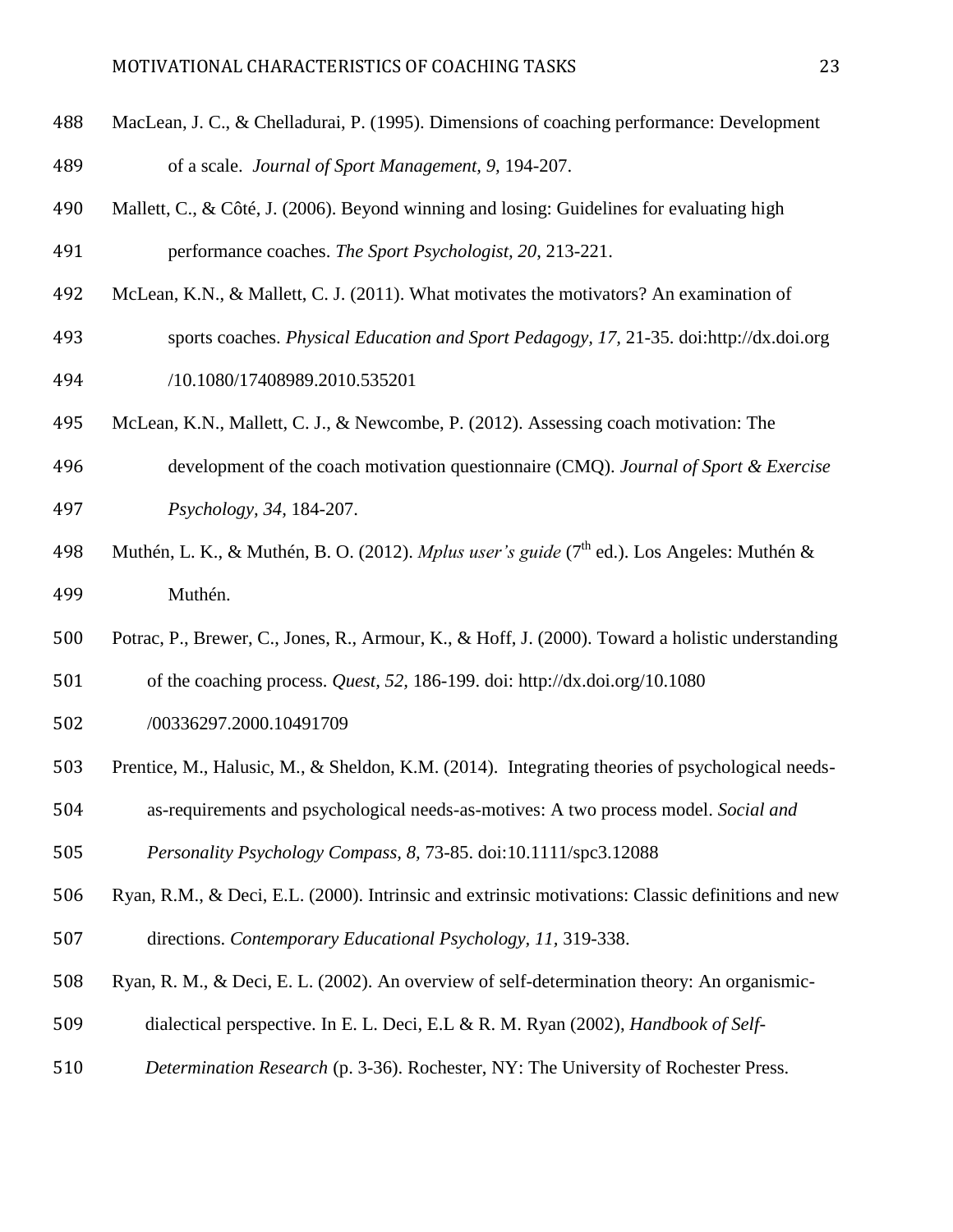MacLean, J. C., & Chelladurai, P. (1995). Dimensions of coaching performance: Development of a scale. *Journal of Sport Management, 9,* 194-207.

Mallett, C., & Côté, J. (2006). Beyond winning and losing: Guidelines for evaluating high performance coaches. *The Sport Psychologist, 20,* 213-221.

McLean, K.N., & Mallett, C. J. (2011). What motivates the motivators? An examination of sports coaches. *Physical Education and Sport Pedagogy, 17,* 21-35. doi:http://dx.doi.org /10.1080/17408989.2010.535201

McLean, K.N., Mallett, C. J., & Newcombe, P. (2012). Assessing coach motivation: The development of the coach motivation questionnaire (CMQ). *Journal of Sport & Exercise Psychology, 34,* 184-207.

Muthén, L. K., & Muthén, B. O. (2012). *Mplus user's guide* (7th ed.). Los Angeles: Muthén & Muthén.

Potrac, P., Brewer, C., Jones, R., Armour, K., & Hoff, J. (2000). Toward a holistic understanding of the coaching process. *Quest, 52,* 186-199. doi: http://dx.doi.org/10.1080 /00336297.2000.10491709

Prentice, M., Halusic, M., & Sheldon, K.M. (2014). Integrating theories of psychological needs-as-requirements and psychological needs-as-motives: A two process model. *Social and Personality Psychology Compass, 8,* 73-85. doi:10.1111/spc3.12088

Ryan, R.M., & Deci, E.L. (2000). Intrinsic and extrinsic motivations: Classic definitions and new directions. *Contemporary Educational Psychology, 11,* 319-338.

Ryan, R. M., & Deci, E. L. (2002). An overview of self-determination theory: An organismic-dialectical perspective. In E. L. Deci, E.L & R. M. Ryan (2002), *Handbook of Self-Determination Research* (p. 3-36). Rochester, NY: The University of Rochester Press.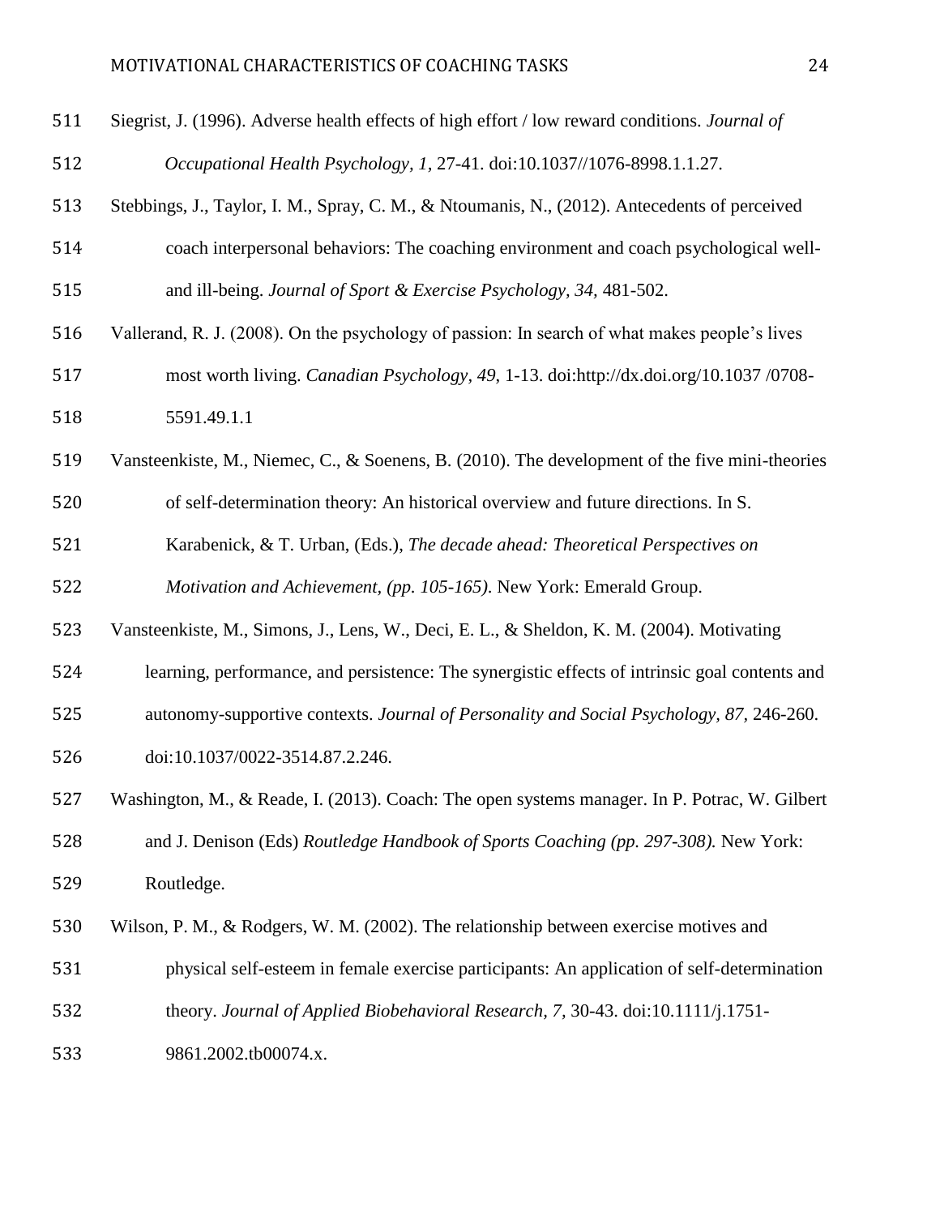Siegrist, J. (1996). Adverse health effects of high effort / low reward conditions. *Journal of Occupational Health Psychology, 1*, 27-41. doi:10.1037//1076-8998.1.1.27.

Stebbings, J., Taylor, I. M., Spray, C. M., & Ntoumanis, N., (2012). Antecedents of perceived coach interpersonal behaviors: The coaching environment and coach psychological well- and ill-being. *Journal of Sport & Exercise Psychology, 34,* 481-502.

Vallerand, R. J. (2008). On the psychology of passion: In search of what makes people's lives most worth living. *Canadian Psychology, 49,* 1-13. doi:http://dx.doi.org/10.1037 /0708-5591.49.1.1

Vansteenkiste, M., Niemec, C., & Soenens, B. (2010). The development of the five mini-theories of self-determination theory: An historical overview and future directions. In S. Karabenick, & T. Urban, (Eds.), *The decade ahead: Theoretical Perspectives on Motivation and Achievement, (pp. 105-165)*. New York: Emerald Group.

Vansteenkiste, M., Simons, J., Lens, W., Deci, E. L., & Sheldon, K. M. (2004). Motivating learning, performance, and persistence: The synergistic effects of intrinsic goal contents and autonomy-supportive contexts. *Journal of Personality and Social Psychology, 87,* 246-260. doi:10.1037/0022-3514.87.2.246.

Washington, M., & Reade, I. (2013). Coach: The open systems manager. In P. Potrac, W. Gilbert and J. Denison (Eds) *Routledge Handbook of Sports Coaching (pp. 297-308).* New York: Routledge.

Wilson, P. M., & Rodgers, W. M. (2002). The relationship between exercise motives and physical self-esteem in female exercise participants: An application of self-determination theory. *Journal of Applied Biobehavioral Research, 7,* 30-43. doi:10.1111/j.1751-9861.2002.tb00074.x.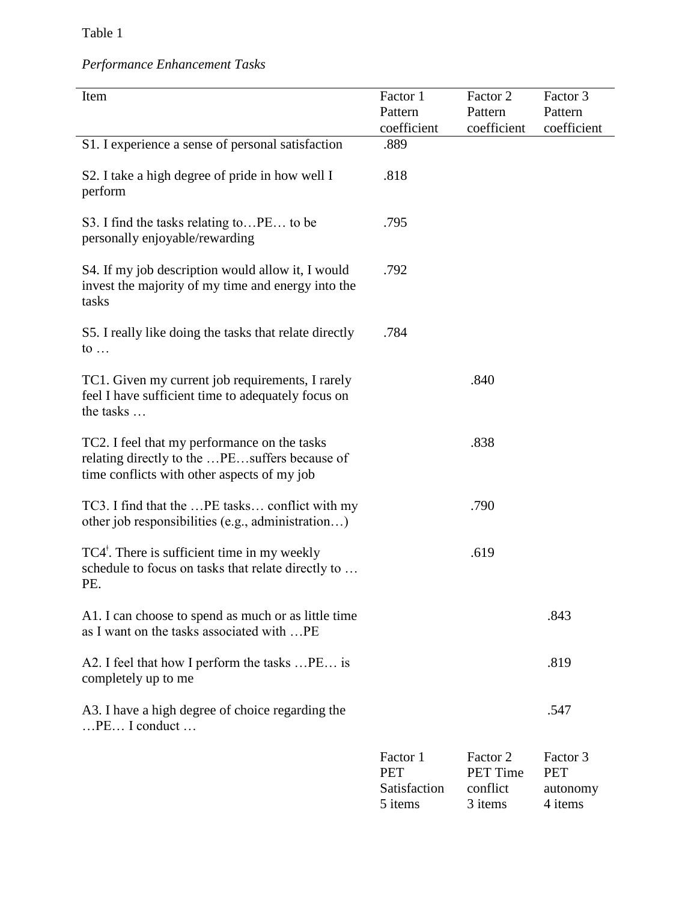Table 1

*Performance Enhancement Tasks*

| Item | Factor 1 Pattern coefficient | Factor 2 Pattern coefficient | Factor 3 Pattern coefficient |
|---|---|---|---|
| S1. I experience a sense of personal satisfaction | .889 | | |
| S2. I take a high degree of pride in how well I perform | .818 | | |
| S3. I find the tasks relating to…PE… to be personally enjoyable/rewarding | .795 | | |
| S4. If my job description would allow it, I would invest the majority of my time and energy into the tasks | .792 | | |
| S5. I really like doing the tasks that relate directly to … | .784 | | |
| TC1. Given my current job requirements, I rarely feel I have sufficient time to adequately focus on the tasks … | | .840 | |
| TC2. I feel that my performance on the tasks relating directly to the …PE…suffers because of time conflicts with other aspects of my job | | .838 | |
| TC3. I find that the …PE tasks… conflict with my other job responsibilities (e.g., administration…) | | .790 | |
| TC4[ǂ]. There is sufficient time in my weekly schedule to focus on tasks that relate directly to … PE. | | .619 | |
| A1. I can choose to spend as much or as little time as I want on the tasks associated with …PE | | | .843 |
| A2. I feel that how I perform the tasks …PE… is completely up to me | | | .819 |
| A3. I have a high degree of choice regarding the …PE… I conduct … | | | .547 |
| | Factor 1 PET Satisfaction 5 items | Factor 2 PET Time conflict 3 items | Factor 3 PET autonomy 4 items |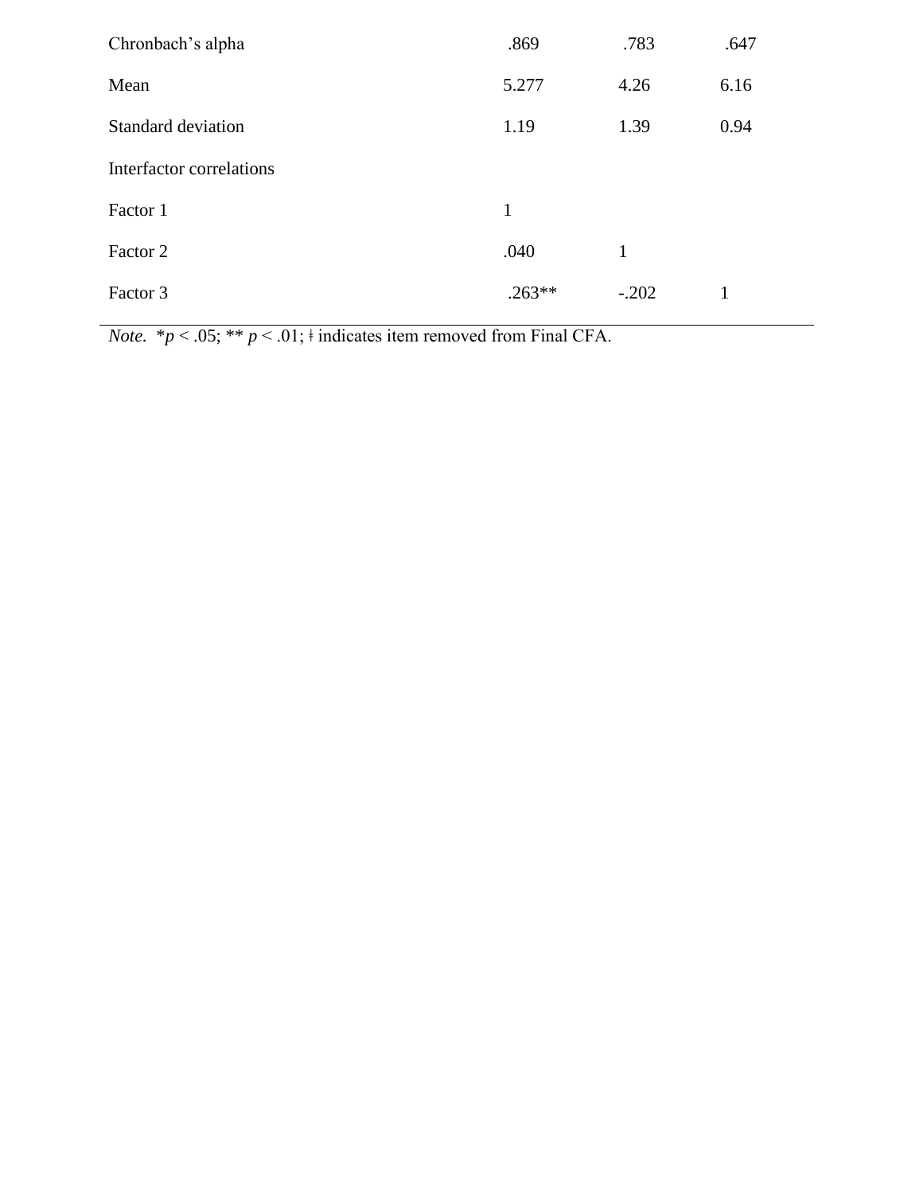| | | | |
|---|---|---|---|
| Chronbach's alpha | .869 | .783 | .647 |
| Mean | 5.277 | 4.26 | 6.16 |
| Standard deviation | 1.19 | 1.39 | 0.94 |
| Interfactor correlations | | | |
| Factor 1 | 1 | | |
| Factor 2 | .040 | 1 | |
| Factor 3 | .263** | -.202 | 1 |

*Note.* *$p < .05$; ** $p < .01$; ∤ indicates item removed from Final CFA.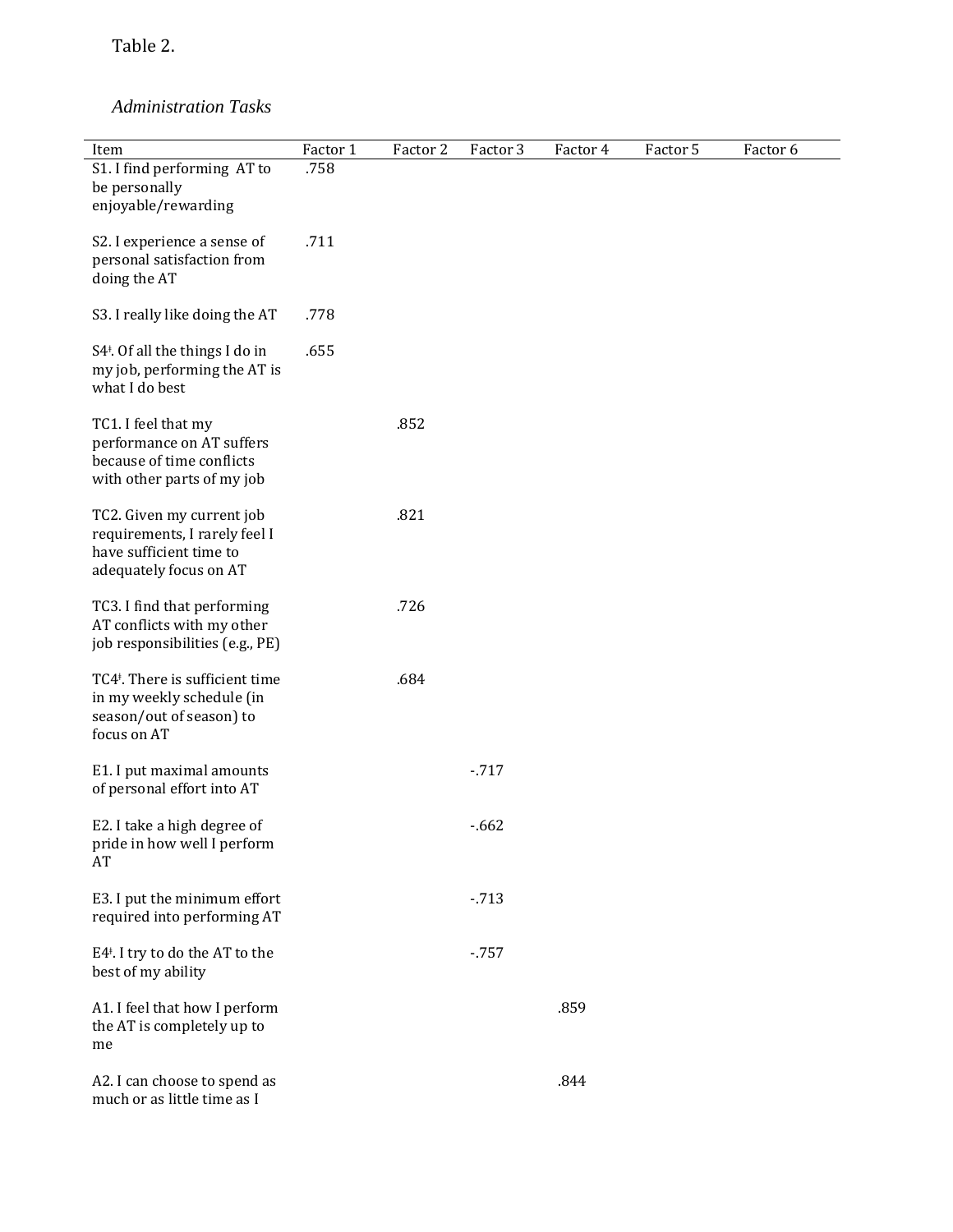Table 2.

*Administration Tasks*

| Item | Factor 1 | Factor 2 | Factor 3 | Factor 4 | Factor 5 | Factor 6 |
|---|---|---|---|---|---|---|
| S1. I find performing AT to be personally enjoyable/rewarding | .758 | | | | | |
| S2. I experience a sense of personal satisfaction from doing the AT | .711 | | | | | |
| S3. I really like doing the AT | .778 | | | | | |
| S4ǂ. Of all the things I do in my job, performing the AT is what I do best | .655 | | | | | |
| TC1. I feel that my performance on AT suffers because of time conflicts with other parts of my job | | .852 | | | | |
| TC2. Given my current job requirements, I rarely feel I have sufficient time to adequately focus on AT | | .821 | | | | |
| TC3. I find that performing AT conflicts with my other job responsibilities (e.g., PE) | | .726 | | | | |
| TC4ǂ. There is sufficient time in my weekly schedule (in season/out of season) to focus on AT | | .684 | | | | |
| E1. I put maximal amounts of personal effort into AT | | | -.717 | | | |
| E2. I take a high degree of pride in how well I perform AT | | | -.662 | | | |
| E3. I put the minimum effort required into performing AT | | | -.713 | | | |
| E4ǂ. I try to do the AT to the best of my ability | | | -.757 | | | |
| A1. I feel that how I perform the AT is completely up to me | | | | .859 | | |
| A2. I can choose to spend as much or as little time as I | | | | .844 | | |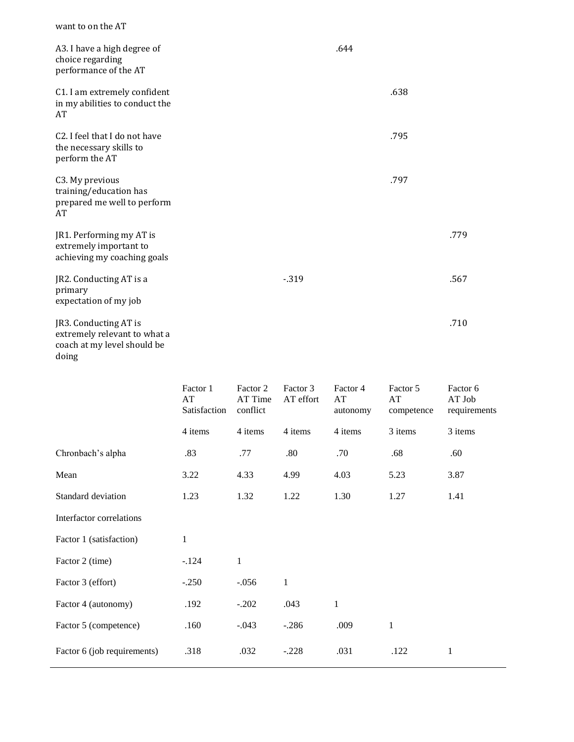| | Factor 1 AT Satisfaction | Factor 2 AT Time conflict | Factor 3 AT effort | Factor 4 AT autonomy | Factor 5 AT competence | Factor 6 AT Job requirements |
|---|---|---|---|---|---|---|
| want to on the AT | | | | | | |
| A3. I have a high degree of choice regarding performance of the AT | | | | .644 | | |
| C1. I am extremely confident in my abilities to conduct the AT | | | | | .638 | |
| C2. I feel that I do not have the necessary skills to perform the AT | | | | | .795 | |
| C3. My previous training/education has prepared me well to perform AT | | | | | .797 | |
| JR1. Performing my AT is extremely important to achieving my coaching goals | | | | | | .779 |
| JR2. Conducting AT is a primary expectation of my job | | | -.319 | | | .567 |
| JR3. Conducting AT is extremely relevant to what a coach at my level should be doing | | | | | | .710 |
| | 4 items | 4 items | 4 items | 4 items | 3 items | 3 items |
| Chronbach's alpha | .83 | .77 | .80 | .70 | .68 | .60 |
| Mean | 3.22 | 4.33 | 4.99 | 4.03 | 5.23 | 3.87 |
| Standard deviation | 1.23 | 1.32 | 1.22 | 1.30 | 1.27 | 1.41 |
| Interfactor correlations | | | | | | |
| Factor 1 (satisfaction) | 1 | | | | | |
| Factor 2 (time) | -.124 | 1 | | | | |
| Factor 3 (effort) | -.250 | -.056 | 1 | | | |
| Factor 4 (autonomy) | .192 | -.202 | .043 | 1 | | |
| Factor 5 (competence) | .160 | -.043 | -.286 | .009 | 1 | |
| Factor 6 (job requirements) | .318 | .032 | -.228 | .031 | .122 | 1 |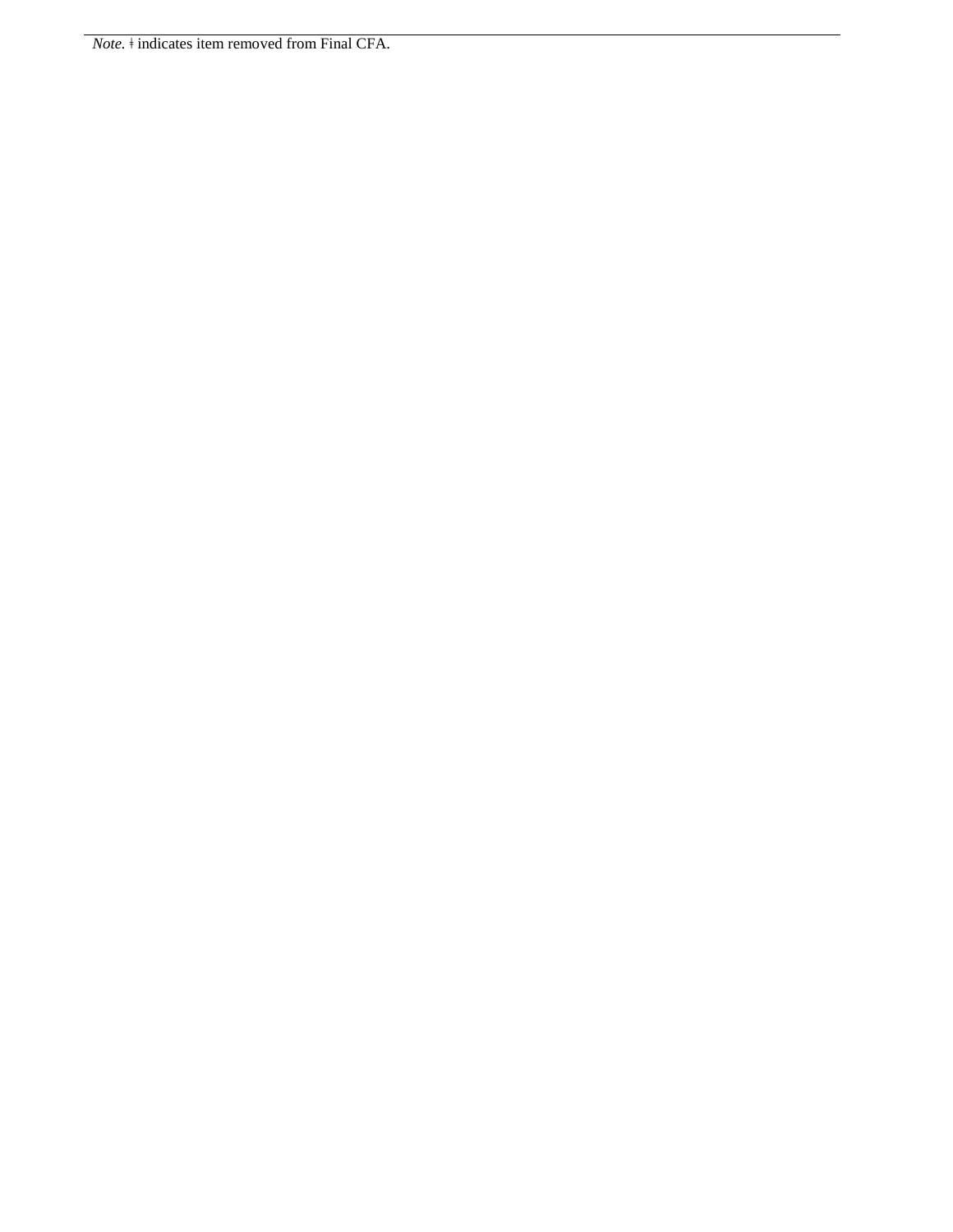*Note.* ǂ indicates item removed from Final CFA.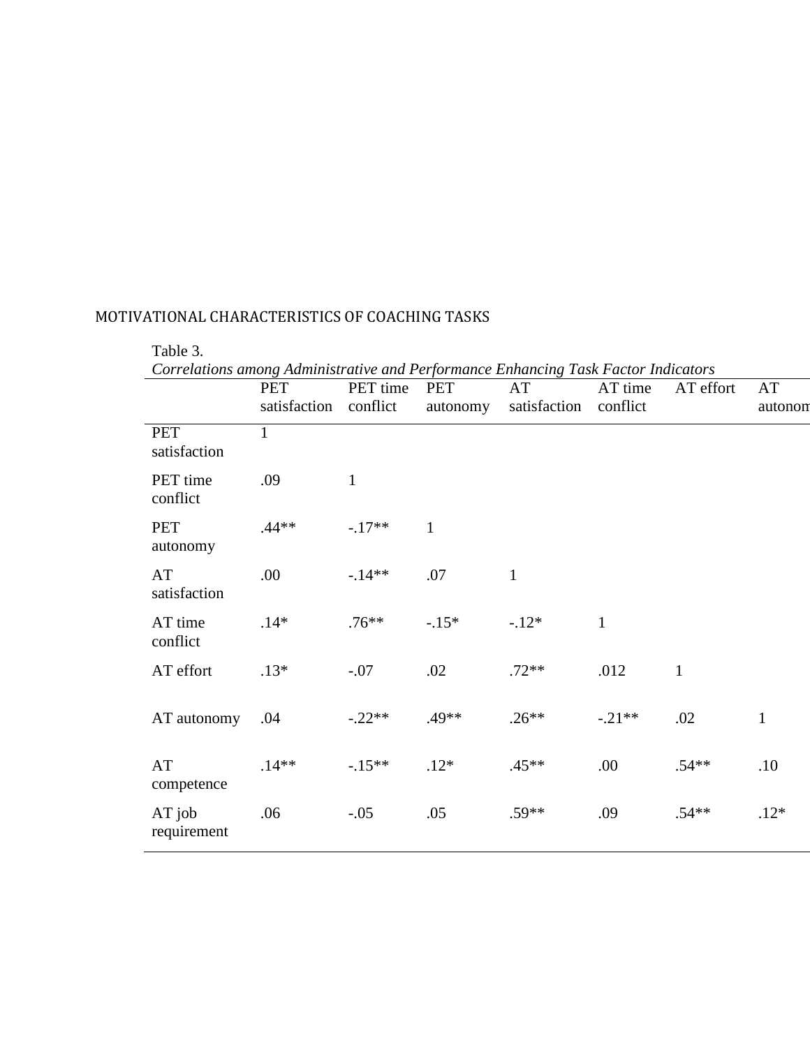Table 3.

*Correlations among Administrative and Performance Enhancing Task Factor Indicators*

| | PET satisfaction | PET time conflict | PET autonomy | AT satisfaction | AT time conflict | AT effort | AT autonom |
|---|---|---|---|---|---|---|---|
| PET satisfaction | 1 | | | | | | |
| PET time conflict | .09 | 1 | | | | | |
| PET autonomy | .44** | -.17** | 1 | | | | |
| AT satisfaction | .00 | -.14** | .07 | 1 | | | |
| AT time conflict | .14* | .76** | -.15* | -.12* | 1 | | |
| AT effort | .13* | -.07 | .02 | .72** | .012 | 1 | |
| AT autonomy | .04 | -.22** | .49** | .26** | -.21** | .02 | 1 |
| AT competence | .14** | -.15** | .12* | .45** | .00 | .54** | .10 |
| AT job requirement | .06 | -.05 | .05 | .59** | .09 | .54** | .12* |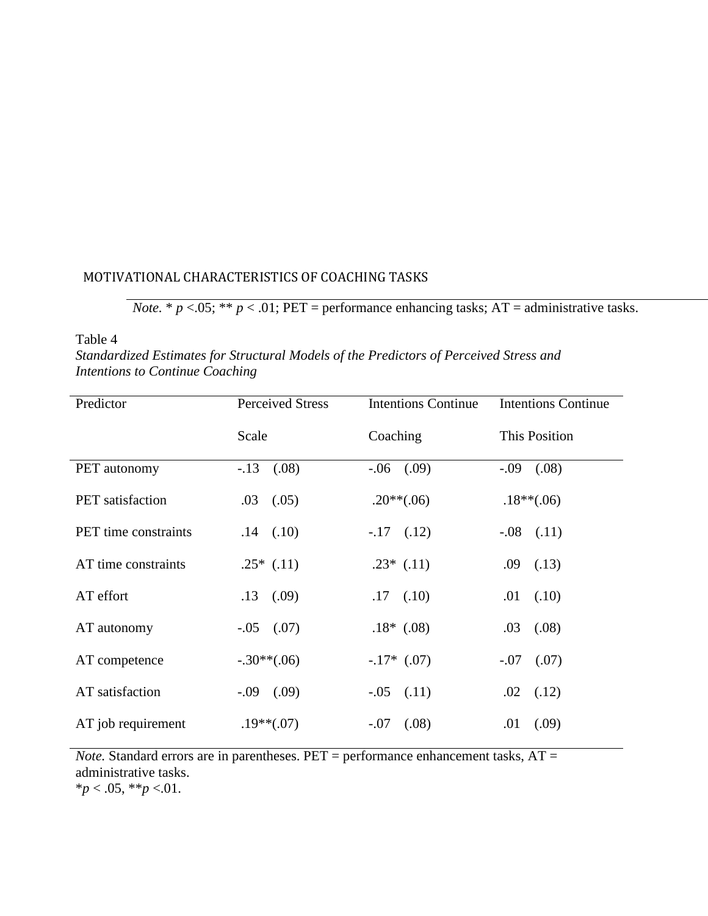*Note*. * $p$ <.05; ** $p$ < .01; PET = performance enhancing tasks; AT = administrative tasks.

Table 4

*Standardized Estimates for Structural Models of the Predictors of Perceived Stress and Intentions to Continue Coaching*

| Predictor | Perceived Stress Scale | Intentions Continue Coaching | Intentions Continue This Position |
|---|---|---|---|
| PET autonomy | -.13 (.08) | -.06 (.09) | -.09 (.08) |
| PET satisfaction | .03 (.05) | .20**(.06) | .18**(.06) |
| PET time constraints | .14 (.10) | -.17 (.12) | -.08 (.11) |
| AT time constraints | .25* (.11) | .23* (.11) | .09 (.13) |
| AT effort | .13 (.09) | .17 (.10) | .01 (.10) |
| AT autonomy | -.05 (.07) | .18* (.08) | .03 (.08) |
| AT competence | -.30**(.06) | -.17* (.07) | -.07 (.07) |
| AT satisfaction | -.09 (.09) | -.05 (.11) | .02 (.12) |
| AT job requirement | .19**(.07) | -.07 (.08) | .01 (.09) |

*Note.* Standard errors are in parentheses. PET = performance enhancement tasks, AT = administrative tasks.
*$p$ < .05, **$p$ <.01.